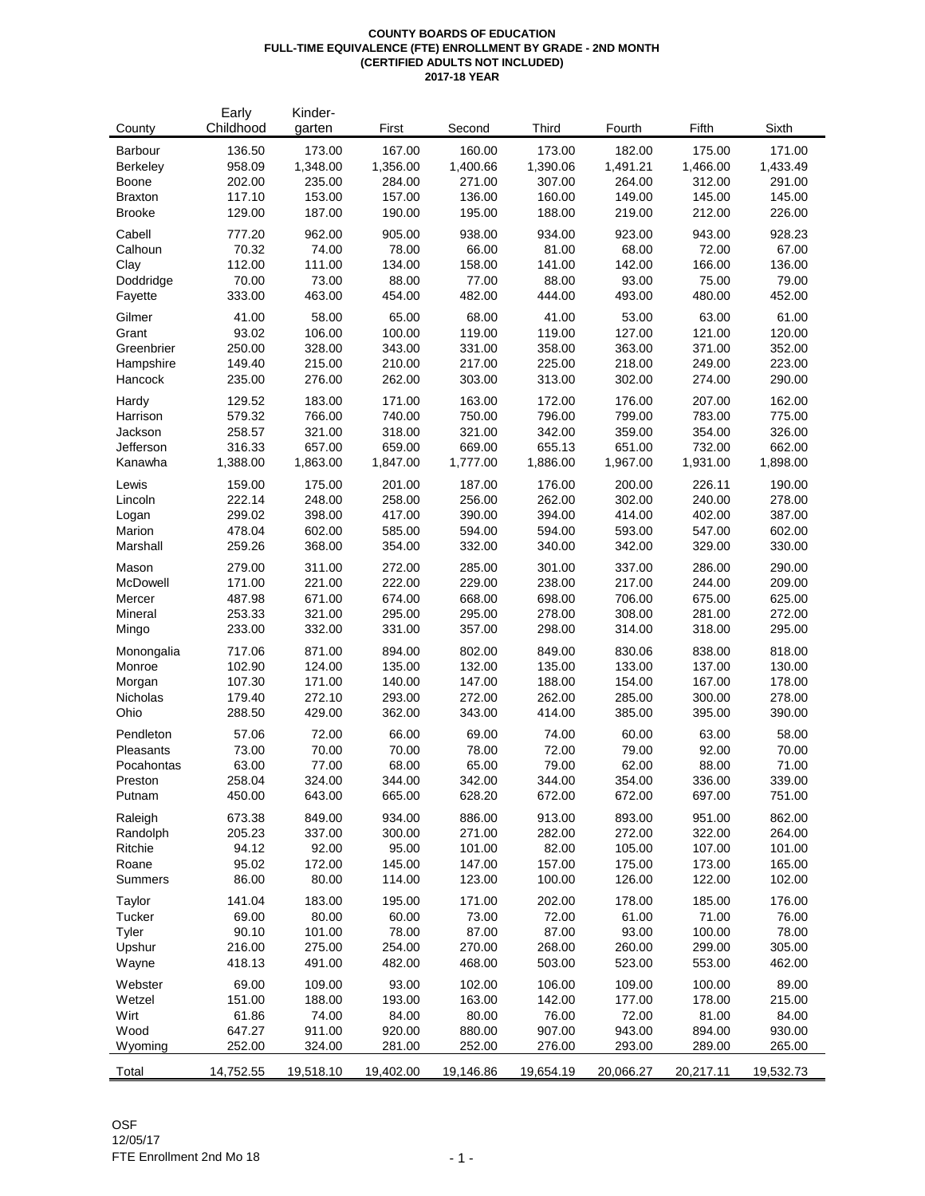**COUNTY BOARDS OF EDUCATION**
**FULL-TIME EQUIVALENCE (FTE) ENROLLMENT BY GRADE - 2ND MONTH**
**(CERTIFIED ADULTS NOT INCLUDED)**
**2017-18 YEAR**

| County | Early Childhood | Kinder-garten | First | Second | Third | Fourth | Fifth | Sixth |
|---|---|---|---|---|---|---|---|---|
| Barbour | 136.50 | 173.00 | 167.00 | 160.00 | 173.00 | 182.00 | 175.00 | 171.00 |
| Berkeley | 958.09 | 1,348.00 | 1,356.00 | 1,400.66 | 1,390.06 | 1,491.21 | 1,466.00 | 1,433.49 |
| Boone | 202.00 | 235.00 | 284.00 | 271.00 | 307.00 | 264.00 | 312.00 | 291.00 |
| Braxton | 117.10 | 153.00 | 157.00 | 136.00 | 160.00 | 149.00 | 145.00 | 145.00 |
| Brooke | 129.00 | 187.00 | 190.00 | 195.00 | 188.00 | 219.00 | 212.00 | 226.00 |
| Cabell | 777.20 | 962.00 | 905.00 | 938.00 | 934.00 | 923.00 | 943.00 | 928.23 |
| Calhoun | 70.32 | 74.00 | 78.00 | 66.00 | 81.00 | 68.00 | 72.00 | 67.00 |
| Clay | 112.00 | 111.00 | 134.00 | 158.00 | 141.00 | 142.00 | 166.00 | 136.00 |
| Doddridge | 70.00 | 73.00 | 88.00 | 77.00 | 88.00 | 93.00 | 75.00 | 79.00 |
| Fayette | 333.00 | 463.00 | 454.00 | 482.00 | 444.00 | 493.00 | 480.00 | 452.00 |
| Gilmer | 41.00 | 58.00 | 65.00 | 68.00 | 41.00 | 53.00 | 63.00 | 61.00 |
| Grant | 93.02 | 106.00 | 100.00 | 119.00 | 119.00 | 127.00 | 121.00 | 120.00 |
| Greenbrier | 250.00 | 328.00 | 343.00 | 331.00 | 358.00 | 363.00 | 371.00 | 352.00 |
| Hampshire | 149.40 | 215.00 | 210.00 | 217.00 | 225.00 | 218.00 | 249.00 | 223.00 |
| Hancock | 235.00 | 276.00 | 262.00 | 303.00 | 313.00 | 302.00 | 274.00 | 290.00 |
| Hardy | 129.52 | 183.00 | 171.00 | 163.00 | 172.00 | 176.00 | 207.00 | 162.00 |
| Harrison | 579.32 | 766.00 | 740.00 | 750.00 | 796.00 | 799.00 | 783.00 | 775.00 |
| Jackson | 258.57 | 321.00 | 318.00 | 321.00 | 342.00 | 359.00 | 354.00 | 326.00 |
| Jefferson | 316.33 | 657.00 | 659.00 | 669.00 | 655.13 | 651.00 | 732.00 | 662.00 |
| Kanawha | 1,388.00 | 1,863.00 | 1,847.00 | 1,777.00 | 1,886.00 | 1,967.00 | 1,931.00 | 1,898.00 |
| Lewis | 159.00 | 175.00 | 201.00 | 187.00 | 176.00 | 200.00 | 226.11 | 190.00 |
| Lincoln | 222.14 | 248.00 | 258.00 | 256.00 | 262.00 | 302.00 | 240.00 | 278.00 |
| Logan | 299.02 | 398.00 | 417.00 | 390.00 | 394.00 | 414.00 | 402.00 | 387.00 |
| Marion | 478.04 | 602.00 | 585.00 | 594.00 | 594.00 | 593.00 | 547.00 | 602.00 |
| Marshall | 259.26 | 368.00 | 354.00 | 332.00 | 340.00 | 342.00 | 329.00 | 330.00 |
| Mason | 279.00 | 311.00 | 272.00 | 285.00 | 301.00 | 337.00 | 286.00 | 290.00 |
| McDowell | 171.00 | 221.00 | 222.00 | 229.00 | 238.00 | 217.00 | 244.00 | 209.00 |
| Mercer | 487.98 | 671.00 | 674.00 | 668.00 | 698.00 | 706.00 | 675.00 | 625.00 |
| Mineral | 253.33 | 321.00 | 295.00 | 295.00 | 278.00 | 308.00 | 281.00 | 272.00 |
| Mingo | 233.00 | 332.00 | 331.00 | 357.00 | 298.00 | 314.00 | 318.00 | 295.00 |
| Monongalia | 717.06 | 871.00 | 894.00 | 802.00 | 849.00 | 830.06 | 838.00 | 818.00 |
| Monroe | 102.90 | 124.00 | 135.00 | 132.00 | 135.00 | 133.00 | 137.00 | 130.00 |
| Morgan | 107.30 | 171.00 | 140.00 | 147.00 | 188.00 | 154.00 | 167.00 | 178.00 |
| Nicholas | 179.40 | 272.10 | 293.00 | 272.00 | 262.00 | 285.00 | 300.00 | 278.00 |
| Ohio | 288.50 | 429.00 | 362.00 | 343.00 | 414.00 | 385.00 | 395.00 | 390.00 |
| Pendleton | 57.06 | 72.00 | 66.00 | 69.00 | 74.00 | 60.00 | 63.00 | 58.00 |
| Pleasants | 73.00 | 70.00 | 70.00 | 78.00 | 72.00 | 79.00 | 92.00 | 70.00 |
| Pocahontas | 63.00 | 77.00 | 68.00 | 65.00 | 79.00 | 62.00 | 88.00 | 71.00 |
| Preston | 258.04 | 324.00 | 344.00 | 342.00 | 344.00 | 354.00 | 336.00 | 339.00 |
| Putnam | 450.00 | 643.00 | 665.00 | 628.20 | 672.00 | 672.00 | 697.00 | 751.00 |
| Raleigh | 673.38 | 849.00 | 934.00 | 886.00 | 913.00 | 893.00 | 951.00 | 862.00 |
| Randolph | 205.23 | 337.00 | 300.00 | 271.00 | 282.00 | 272.00 | 322.00 | 264.00 |
| Ritchie | 94.12 | 92.00 | 95.00 | 101.00 | 82.00 | 105.00 | 107.00 | 101.00 |
| Roane | 95.02 | 172.00 | 145.00 | 147.00 | 157.00 | 175.00 | 173.00 | 165.00 |
| Summers | 86.00 | 80.00 | 114.00 | 123.00 | 100.00 | 126.00 | 122.00 | 102.00 |
| Taylor | 141.04 | 183.00 | 195.00 | 171.00 | 202.00 | 178.00 | 185.00 | 176.00 |
| Tucker | 69.00 | 80.00 | 60.00 | 73.00 | 72.00 | 61.00 | 71.00 | 76.00 |
| Tyler | 90.10 | 101.00 | 78.00 | 87.00 | 87.00 | 93.00 | 100.00 | 78.00 |
| Upshur | 216.00 | 275.00 | 254.00 | 270.00 | 268.00 | 260.00 | 299.00 | 305.00 |
| Wayne | 418.13 | 491.00 | 482.00 | 468.00 | 503.00 | 523.00 | 553.00 | 462.00 |
| Webster | 69.00 | 109.00 | 93.00 | 102.00 | 106.00 | 109.00 | 100.00 | 89.00 |
| Wetzel | 151.00 | 188.00 | 193.00 | 163.00 | 142.00 | 177.00 | 178.00 | 215.00 |
| Wirt | 61.86 | 74.00 | 84.00 | 80.00 | 76.00 | 72.00 | 81.00 | 84.00 |
| Wood | 647.27 | 911.00 | 920.00 | 880.00 | 907.00 | 943.00 | 894.00 | 930.00 |
| Wyoming | 252.00 | 324.00 | 281.00 | 252.00 | 276.00 | 293.00 | 289.00 | 265.00 |
| Total | 14,752.55 | 19,518.10 | 19,402.00 | 19,146.86 | 19,654.19 | 20,066.27 | 20,217.11 | 19,532.73 |

OSF
12/05/17
FTE Enrollment 2nd Mo 18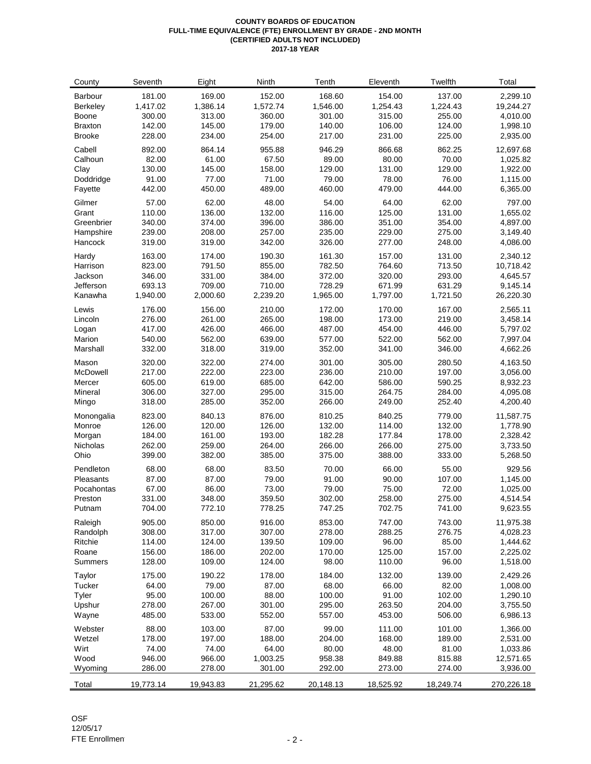**COUNTY BOARDS OF EDUCATION**
**FULL-TIME EQUIVALENCE (FTE) ENROLLMENT BY GRADE - 2ND MONTH**
**(CERTIFIED ADULTS NOT INCLUDED)**
**2017-18 YEAR**

| County | Seventh | Eight | Ninth | Tenth | Eleventh | Twelfth | Total |
|---|---|---|---|---|---|---|---|
| Barbour | 181.00 | 169.00 | 152.00 | 168.60 | 154.00 | 137.00 | 2,299.10 |
| Berkeley | 1,417.02 | 1,386.14 | 1,572.74 | 1,546.00 | 1,254.43 | 1,224.43 | 19,244.27 |
| Boone | 300.00 | 313.00 | 360.00 | 301.00 | 315.00 | 255.00 | 4,010.00 |
| Braxton | 142.00 | 145.00 | 179.00 | 140.00 | 106.00 | 124.00 | 1,998.10 |
| Brooke | 228.00 | 234.00 | 254.00 | 217.00 | 231.00 | 225.00 | 2,935.00 |
| Cabell | 892.00 | 864.14 | 955.88 | 946.29 | 866.68 | 862.25 | 12,697.68 |
| Calhoun | 82.00 | 61.00 | 67.50 | 89.00 | 80.00 | 70.00 | 1,025.82 |
| Clay | 130.00 | 145.00 | 158.00 | 129.00 | 131.00 | 129.00 | 1,922.00 |
| Doddridge | 91.00 | 77.00 | 71.00 | 79.00 | 78.00 | 76.00 | 1,115.00 |
| Fayette | 442.00 | 450.00 | 489.00 | 460.00 | 479.00 | 444.00 | 6,365.00 |
| Gilmer | 57.00 | 62.00 | 48.00 | 54.00 | 64.00 | 62.00 | 797.00 |
| Grant | 110.00 | 136.00 | 132.00 | 116.00 | 125.00 | 131.00 | 1,655.02 |
| Greenbrier | 340.00 | 374.00 | 396.00 | 386.00 | 351.00 | 354.00 | 4,897.00 |
| Hampshire | 239.00 | 208.00 | 257.00 | 235.00 | 229.00 | 275.00 | 3,149.40 |
| Hancock | 319.00 | 319.00 | 342.00 | 326.00 | 277.00 | 248.00 | 4,086.00 |
| Hardy | 163.00 | 174.00 | 190.30 | 161.30 | 157.00 | 131.00 | 2,340.12 |
| Harrison | 823.00 | 791.50 | 855.00 | 782.50 | 764.60 | 713.50 | 10,718.42 |
| Jackson | 346.00 | 331.00 | 384.00 | 372.00 | 320.00 | 293.00 | 4,645.57 |
| Jefferson | 693.13 | 709.00 | 710.00 | 728.29 | 671.99 | 631.29 | 9,145.14 |
| Kanawha | 1,940.00 | 2,000.60 | 2,239.20 | 1,965.00 | 1,797.00 | 1,721.50 | 26,220.30 |
| Lewis | 176.00 | 156.00 | 210.00 | 172.00 | 170.00 | 167.00 | 2,565.11 |
| Lincoln | 276.00 | 261.00 | 265.00 | 198.00 | 173.00 | 219.00 | 3,458.14 |
| Logan | 417.00 | 426.00 | 466.00 | 487.00 | 454.00 | 446.00 | 5,797.02 |
| Marion | 540.00 | 562.00 | 639.00 | 577.00 | 522.00 | 562.00 | 7,997.04 |
| Marshall | 332.00 | 318.00 | 319.00 | 352.00 | 341.00 | 346.00 | 4,662.26 |
| Mason | 320.00 | 322.00 | 274.00 | 301.00 | 305.00 | 280.50 | 4,163.50 |
| McDowell | 217.00 | 222.00 | 223.00 | 236.00 | 210.00 | 197.00 | 3,056.00 |
| Mercer | 605.00 | 619.00 | 685.00 | 642.00 | 586.00 | 590.25 | 8,932.23 |
| Mineral | 306.00 | 327.00 | 295.00 | 315.00 | 264.75 | 284.00 | 4,095.08 |
| Mingo | 318.00 | 285.00 | 352.00 | 266.00 | 249.00 | 252.40 | 4,200.40 |
| Monongalia | 823.00 | 840.13 | 876.00 | 810.25 | 840.25 | 779.00 | 11,587.75 |
| Monroe | 126.00 | 120.00 | 126.00 | 132.00 | 114.00 | 132.00 | 1,778.90 |
| Morgan | 184.00 | 161.00 | 193.00 | 182.28 | 177.84 | 178.00 | 2,328.42 |
| Nicholas | 262.00 | 259.00 | 264.00 | 266.00 | 266.00 | 275.00 | 3,733.50 |
| Ohio | 399.00 | 382.00 | 385.00 | 375.00 | 388.00 | 333.00 | 5,268.50 |
| Pendleton | 68.00 | 68.00 | 83.50 | 70.00 | 66.00 | 55.00 | 929.56 |
| Pleasants | 87.00 | 87.00 | 79.00 | 91.00 | 90.00 | 107.00 | 1,145.00 |
| Pocahontas | 67.00 | 86.00 | 73.00 | 79.00 | 75.00 | 72.00 | 1,025.00 |
| Preston | 331.00 | 348.00 | 359.50 | 302.00 | 258.00 | 275.00 | 4,514.54 |
| Putnam | 704.00 | 772.10 | 778.25 | 747.25 | 702.75 | 741.00 | 9,623.55 |
| Raleigh | 905.00 | 850.00 | 916.00 | 853.00 | 747.00 | 743.00 | 11,975.38 |
| Randolph | 308.00 | 317.00 | 307.00 | 278.00 | 288.25 | 276.75 | 4,028.23 |
| Ritchie | 114.00 | 124.00 | 139.50 | 109.00 | 96.00 | 85.00 | 1,444.62 |
| Roane | 156.00 | 186.00 | 202.00 | 170.00 | 125.00 | 157.00 | 2,225.02 |
| Summers | 128.00 | 109.00 | 124.00 | 98.00 | 110.00 | 96.00 | 1,518.00 |
| Taylor | 175.00 | 190.22 | 178.00 | 184.00 | 132.00 | 139.00 | 2,429.26 |
| Tucker | 64.00 | 79.00 | 87.00 | 68.00 | 66.00 | 82.00 | 1,008.00 |
| Tyler | 95.00 | 100.00 | 88.00 | 100.00 | 91.00 | 102.00 | 1,290.10 |
| Upshur | 278.00 | 267.00 | 301.00 | 295.00 | 263.50 | 204.00 | 3,755.50 |
| Wayne | 485.00 | 533.00 | 552.00 | 557.00 | 453.00 | 506.00 | 6,986.13 |
| Webster | 88.00 | 103.00 | 87.00 | 99.00 | 111.00 | 101.00 | 1,366.00 |
| Wetzel | 178.00 | 197.00 | 188.00 | 204.00 | 168.00 | 189.00 | 2,531.00 |
| Wirt | 74.00 | 74.00 | 64.00 | 80.00 | 48.00 | 81.00 | 1,033.86 |
| Wood | 946.00 | 966.00 | 1,003.25 | 958.38 | 849.88 | 815.88 | 12,571.65 |
| Wyoming | 286.00 | 278.00 | 301.00 | 292.00 | 273.00 | 274.00 | 3,936.00 |
| Total | 19,773.14 | 19,943.83 | 21,295.62 | 20,148.13 | 18,525.92 | 18,249.74 | 270,226.18 |

OSF
12/05/17
FTE Enrollmen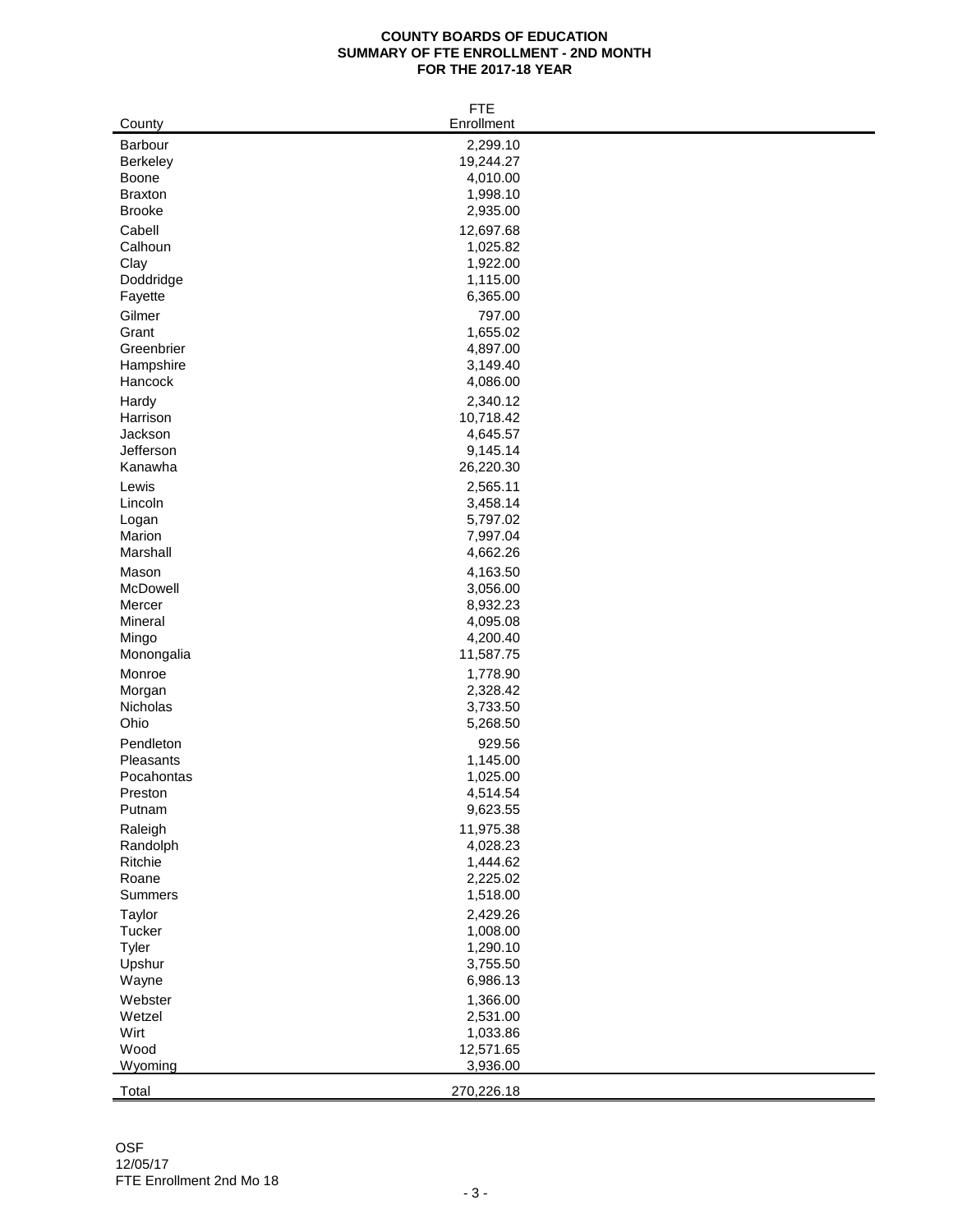**COUNTY BOARDS OF EDUCATION**
**SUMMARY OF FTE ENROLLMENT - 2ND MONTH**
**FOR THE 2017-18 YEAR**

| County | FTE Enrollment |
|---|---|
| Barbour | 2,299.10 |
| Berkeley | 19,244.27 |
| Boone | 4,010.00 |
| Braxton | 1,998.10 |
| Brooke | 2,935.00 |
| Cabell | 12,697.68 |
| Calhoun | 1,025.82 |
| Clay | 1,922.00 |
| Doddridge | 1,115.00 |
| Fayette | 6,365.00 |
| Gilmer | 797.00 |
| Grant | 1,655.02 |
| Greenbrier | 4,897.00 |
| Hampshire | 3,149.40 |
| Hancock | 4,086.00 |
| Hardy | 2,340.12 |
| Harrison | 10,718.42 |
| Jackson | 4,645.57 |
| Jefferson | 9,145.14 |
| Kanawha | 26,220.30 |
| Lewis | 2,565.11 |
| Lincoln | 3,458.14 |
| Logan | 5,797.02 |
| Marion | 7,997.04 |
| Marshall | 4,662.26 |
| Mason | 4,163.50 |
| McDowell | 3,056.00 |
| Mercer | 8,932.23 |
| Mineral | 4,095.08 |
| Mingo | 4,200.40 |
| Monongalia | 11,587.75 |
| Monroe | 1,778.90 |
| Morgan | 2,328.42 |
| Nicholas | 3,733.50 |
| Ohio | 5,268.50 |
| Pendleton | 929.56 |
| Pleasants | 1,145.00 |
| Pocahontas | 1,025.00 |
| Preston | 4,514.54 |
| Putnam | 9,623.55 |
| Raleigh | 11,975.38 |
| Randolph | 4,028.23 |
| Ritchie | 1,444.62 |
| Roane | 2,225.02 |
| Summers | 1,518.00 |
| Taylor | 2,429.26 |
| Tucker | 1,008.00 |
| Tyler | 1,290.10 |
| Upshur | 3,755.50 |
| Wayne | 6,986.13 |
| Webster | 1,366.00 |
| Wetzel | 2,531.00 |
| Wirt | 1,033.86 |
| Wood | 12,571.65 |
| Wyoming | 3,936.00 |
| Total | 270,226.18 |

OSF
12/05/17
FTE Enrollment 2nd Mo 18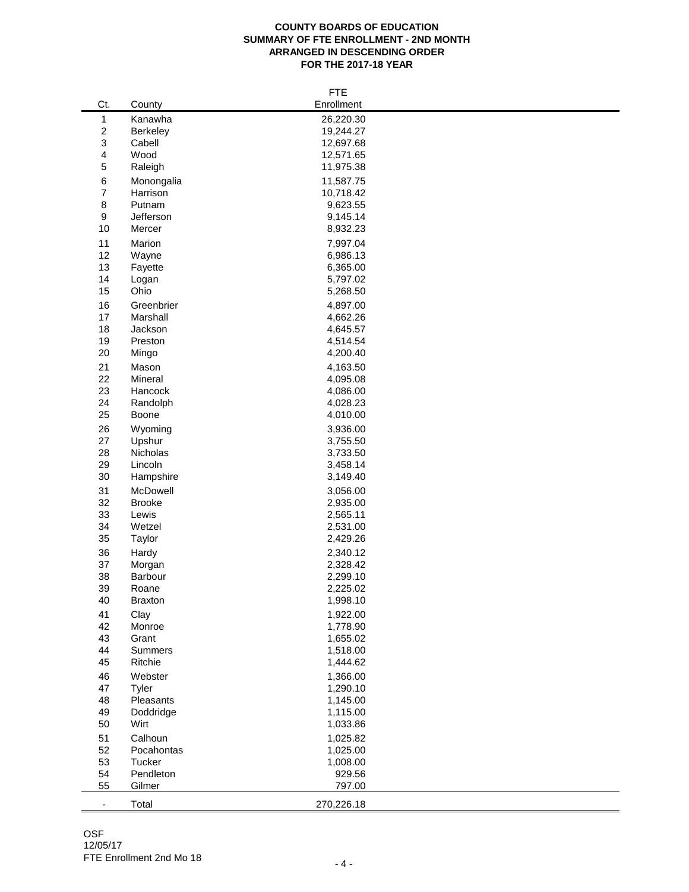**COUNTY BOARDS OF EDUCATION**
**SUMMARY OF FTE ENROLLMENT - 2ND MONTH**
**ARRANGED IN DESCENDING ORDER**
**FOR THE 2017-18 YEAR**

| Ct. | County | FTE Enrollment |
|---|---|---|
| 1 | Kanawha | 26,220.30 |
| 2 | Berkeley | 19,244.27 |
| 3 | Cabell | 12,697.68 |
| 4 | Wood | 12,571.65 |
| 5 | Raleigh | 11,975.38 |
| 6 | Monongalia | 11,587.75 |
| 7 | Harrison | 10,718.42 |
| 8 | Putnam | 9,623.55 |
| 9 | Jefferson | 9,145.14 |
| 10 | Mercer | 8,932.23 |
| 11 | Marion | 7,997.04 |
| 12 | Wayne | 6,986.13 |
| 13 | Fayette | 6,365.00 |
| 14 | Logan | 5,797.02 |
| 15 | Ohio | 5,268.50 |
| 16 | Greenbrier | 4,897.00 |
| 17 | Marshall | 4,662.26 |
| 18 | Jackson | 4,645.57 |
| 19 | Preston | 4,514.54 |
| 20 | Mingo | 4,200.40 |
| 21 | Mason | 4,163.50 |
| 22 | Mineral | 4,095.08 |
| 23 | Hancock | 4,086.00 |
| 24 | Randolph | 4,028.23 |
| 25 | Boone | 4,010.00 |
| 26 | Wyoming | 3,936.00 |
| 27 | Upshur | 3,755.50 |
| 28 | Nicholas | 3,733.50 |
| 29 | Lincoln | 3,458.14 |
| 30 | Hampshire | 3,149.40 |
| 31 | McDowell | 3,056.00 |
| 32 | Brooke | 2,935.00 |
| 33 | Lewis | 2,565.11 |
| 34 | Wetzel | 2,531.00 |
| 35 | Taylor | 2,429.26 |
| 36 | Hardy | 2,340.12 |
| 37 | Morgan | 2,328.42 |
| 38 | Barbour | 2,299.10 |
| 39 | Roane | 2,225.02 |
| 40 | Braxton | 1,998.10 |
| 41 | Clay | 1,922.00 |
| 42 | Monroe | 1,778.90 |
| 43 | Grant | 1,655.02 |
| 44 | Summers | 1,518.00 |
| 45 | Ritchie | 1,444.62 |
| 46 | Webster | 1,366.00 |
| 47 | Tyler | 1,290.10 |
| 48 | Pleasants | 1,145.00 |
| 49 | Doddridge | 1,115.00 |
| 50 | Wirt | 1,033.86 |
| 51 | Calhoun | 1,025.82 |
| 52 | Pocahontas | 1,025.00 |
| 53 | Tucker | 1,008.00 |
| 54 | Pendleton | 929.56 |
| 55 | Gilmer | 797.00 |
| - | Total | 270,226.18 |

OSF
12/05/17
FTE Enrollment 2nd Mo 18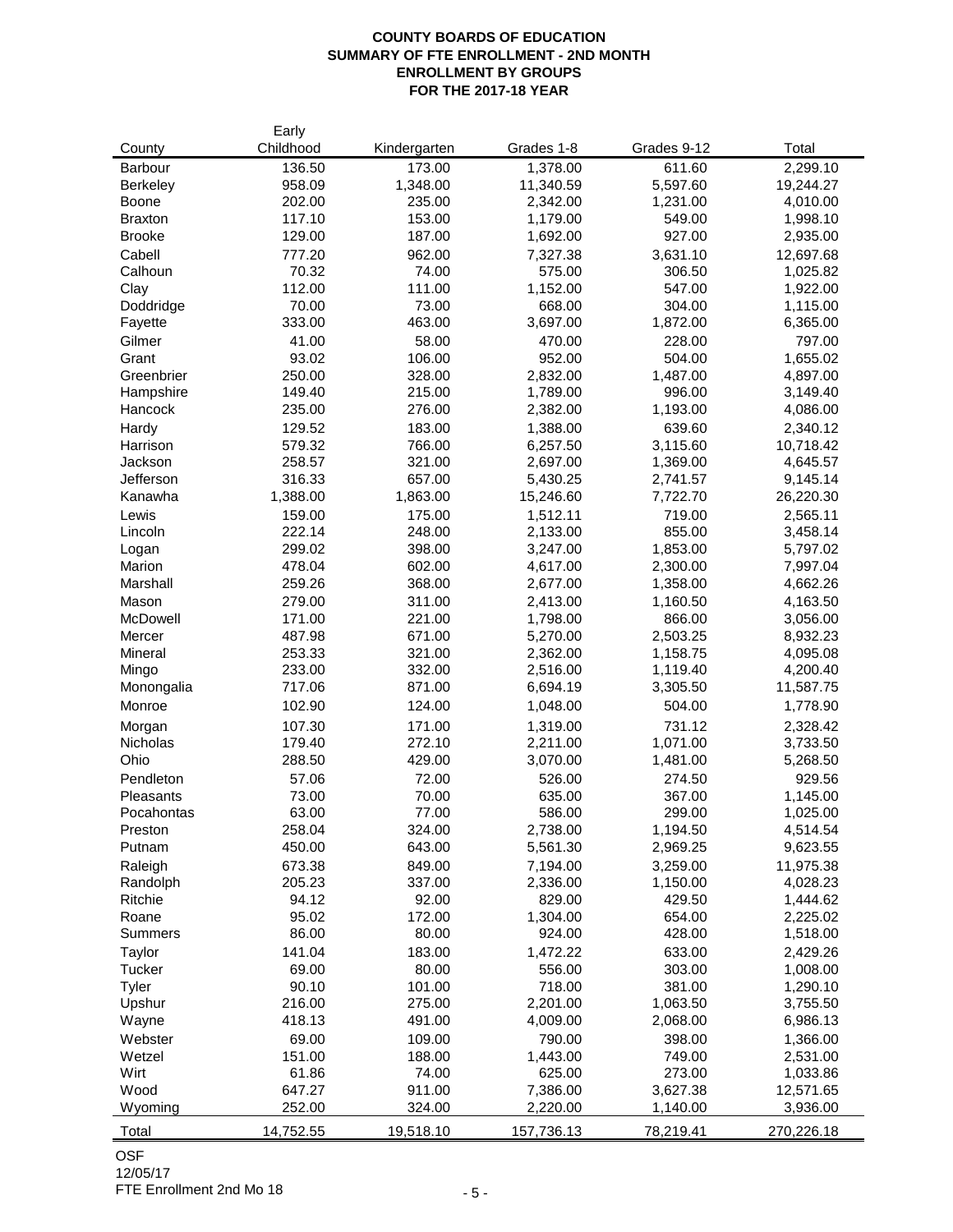# COUNTY BOARDS OF EDUCATION
## SUMMARY OF FTE ENROLLMENT - 2ND MONTH
## ENROLLMENT BY GROUPS
## FOR THE 2017-18 YEAR

| County | Early Childhood | Kindergarten | Grades 1-8 | Grades 9-12 | Total |
|---|---|---|---|---|---|
| Barbour | 136.50 | 173.00 | 1,378.00 | 611.60 | 2,299.10 |
| Berkeley | 958.09 | 1,348.00 | 11,340.59 | 5,597.60 | 19,244.27 |
| Boone | 202.00 | 235.00 | 2,342.00 | 1,231.00 | 4,010.00 |
| Braxton | 117.10 | 153.00 | 1,179.00 | 549.00 | 1,998.10 |
| Brooke | 129.00 | 187.00 | 1,692.00 | 927.00 | 2,935.00 |
| Cabell | 777.20 | 962.00 | 7,327.38 | 3,631.10 | 12,697.68 |
| Calhoun | 70.32 | 74.00 | 575.00 | 306.50 | 1,025.82 |
| Clay | 112.00 | 111.00 | 1,152.00 | 547.00 | 1,922.00 |
| Doddridge | 70.00 | 73.00 | 668.00 | 304.00 | 1,115.00 |
| Fayette | 333.00 | 463.00 | 3,697.00 | 1,872.00 | 6,365.00 |
| Gilmer | 41.00 | 58.00 | 470.00 | 228.00 | 797.00 |
| Grant | 93.02 | 106.00 | 952.00 | 504.00 | 1,655.02 |
| Greenbrier | 250.00 | 328.00 | 2,832.00 | 1,487.00 | 4,897.00 |
| Hampshire | 149.40 | 215.00 | 1,789.00 | 996.00 | 3,149.40 |
| Hancock | 235.00 | 276.00 | 2,382.00 | 1,193.00 | 4,086.00 |
| Hardy | 129.52 | 183.00 | 1,388.00 | 639.60 | 2,340.12 |
| Harrison | 579.32 | 766.00 | 6,257.50 | 3,115.60 | 10,718.42 |
| Jackson | 258.57 | 321.00 | 2,697.00 | 1,369.00 | 4,645.57 |
| Jefferson | 316.33 | 657.00 | 5,430.25 | 2,741.57 | 9,145.14 |
| Kanawha | 1,388.00 | 1,863.00 | 15,246.60 | 7,722.70 | 26,220.30 |
| Lewis | 159.00 | 175.00 | 1,512.11 | 719.00 | 2,565.11 |
| Lincoln | 222.14 | 248.00 | 2,133.00 | 855.00 | 3,458.14 |
| Logan | 299.02 | 398.00 | 3,247.00 | 1,853.00 | 5,797.02 |
| Marion | 478.04 | 602.00 | 4,617.00 | 2,300.00 | 7,997.04 |
| Marshall | 259.26 | 368.00 | 2,677.00 | 1,358.00 | 4,662.26 |
| Mason | 279.00 | 311.00 | 2,413.00 | 1,160.50 | 4,163.50 |
| McDowell | 171.00 | 221.00 | 1,798.00 | 866.00 | 3,056.00 |
| Mercer | 487.98 | 671.00 | 5,270.00 | 2,503.25 | 8,932.23 |
| Mineral | 253.33 | 321.00 | 2,362.00 | 1,158.75 | 4,095.08 |
| Mingo | 233.00 | 332.00 | 2,516.00 | 1,119.40 | 4,200.40 |
| Monongalia | 717.06 | 871.00 | 6,694.19 | 3,305.50 | 11,587.75 |
| Monroe | 102.90 | 124.00 | 1,048.00 | 504.00 | 1,778.90 |
| Morgan | 107.30 | 171.00 | 1,319.00 | 731.12 | 2,328.42 |
| Nicholas | 179.40 | 272.10 | 2,211.00 | 1,071.00 | 3,733.50 |
| Ohio | 288.50 | 429.00 | 3,070.00 | 1,481.00 | 5,268.50 |
| Pendleton | 57.06 | 72.00 | 526.00 | 274.50 | 929.56 |
| Pleasants | 73.00 | 70.00 | 635.00 | 367.00 | 1,145.00 |
| Pocahontas | 63.00 | 77.00 | 586.00 | 299.00 | 1,025.00 |
| Preston | 258.04 | 324.00 | 2,738.00 | 1,194.50 | 4,514.54 |
| Putnam | 450.00 | 643.00 | 5,561.30 | 2,969.25 | 9,623.55 |
| Raleigh | 673.38 | 849.00 | 7,194.00 | 3,259.00 | 11,975.38 |
| Randolph | 205.23 | 337.00 | 2,336.00 | 1,150.00 | 4,028.23 |
| Ritchie | 94.12 | 92.00 | 829.00 | 429.50 | 1,444.62 |
| Roane | 95.02 | 172.00 | 1,304.00 | 654.00 | 2,225.02 |
| Summers | 86.00 | 80.00 | 924.00 | 428.00 | 1,518.00 |
| Taylor | 141.04 | 183.00 | 1,472.22 | 633.00 | 2,429.26 |
| Tucker | 69.00 | 80.00 | 556.00 | 303.00 | 1,008.00 |
| Tyler | 90.10 | 101.00 | 718.00 | 381.00 | 1,290.10 |
| Upshur | 216.00 | 275.00 | 2,201.00 | 1,063.50 | 3,755.50 |
| Wayne | 418.13 | 491.00 | 4,009.00 | 2,068.00 | 6,986.13 |
| Webster | 69.00 | 109.00 | 790.00 | 398.00 | 1,366.00 |
| Wetzel | 151.00 | 188.00 | 1,443.00 | 749.00 | 2,531.00 |
| Wirt | 61.86 | 74.00 | 625.00 | 273.00 | 1,033.86 |
| Wood | 647.27 | 911.00 | 7,386.00 | 3,627.38 | 12,571.65 |
| Wyoming | 252.00 | 324.00 | 2,220.00 | 1,140.00 | 3,936.00 |
| Total | 14,752.55 | 19,518.10 | 157,736.13 | 78,219.41 | 270,226.18 |

OSF
12/05/17
FTE Enrollment 2nd Mo 18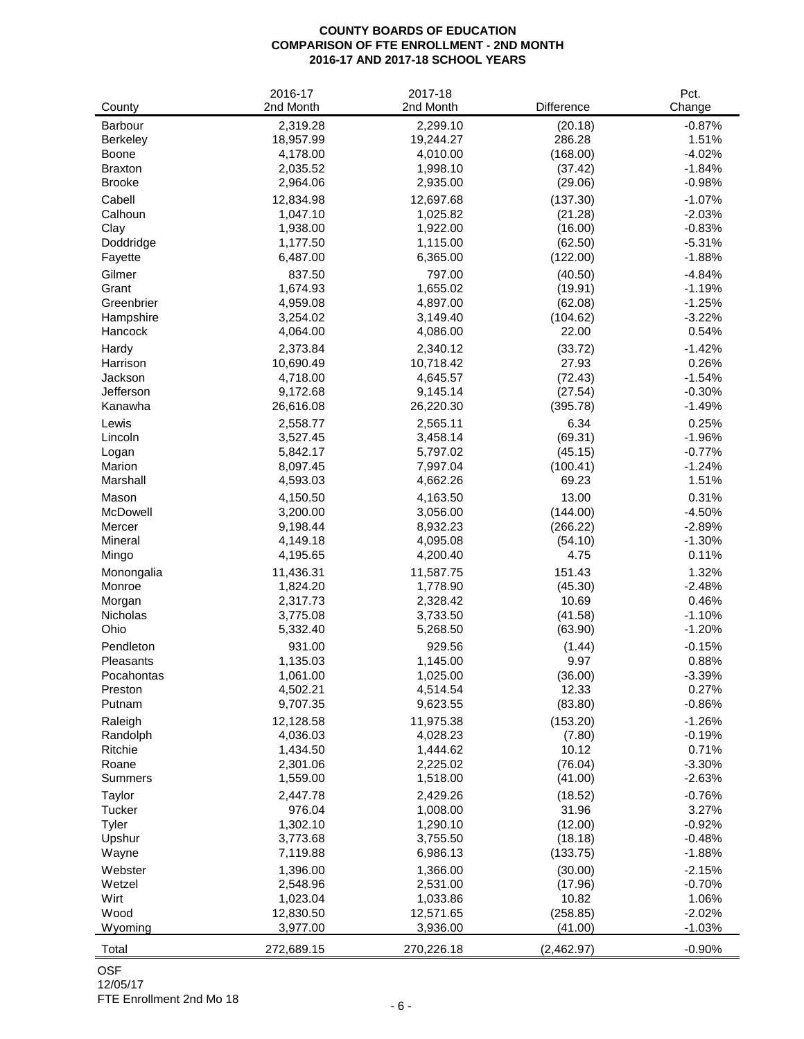**COUNTY BOARDS OF EDUCATION**
**COMPARISON OF FTE ENROLLMENT - 2ND MONTH**
**2016-17 AND 2017-18 SCHOOL YEARS**

| County | 2016-17 2nd Month | 2017-18 2nd Month | Difference | Pct. Change |
|---|---|---|---|---|
| Barbour | 2,319.28 | 2,299.10 | (20.18) | -0.87% |
| Berkeley | 18,957.99 | 19,244.27 | 286.28 | 1.51% |
| Boone | 4,178.00 | 4,010.00 | (168.00) | -4.02% |
| Braxton | 2,035.52 | 1,998.10 | (37.42) | -1.84% |
| Brooke | 2,964.06 | 2,935.00 | (29.06) | -0.98% |
| Cabell | 12,834.98 | 12,697.68 | (137.30) | -1.07% |
| Calhoun | 1,047.10 | 1,025.82 | (21.28) | -2.03% |
| Clay | 1,938.00 | 1,922.00 | (16.00) | -0.83% |
| Doddridge | 1,177.50 | 1,115.00 | (62.50) | -5.31% |
| Fayette | 6,487.00 | 6,365.00 | (122.00) | -1.88% |
| Gilmer | 837.50 | 797.00 | (40.50) | -4.84% |
| Grant | 1,674.93 | 1,655.02 | (19.91) | -1.19% |
| Greenbrier | 4,959.08 | 4,897.00 | (62.08) | -1.25% |
| Hampshire | 3,254.02 | 3,149.40 | (104.62) | -3.22% |
| Hancock | 4,064.00 | 4,086.00 | 22.00 | 0.54% |
| Hardy | 2,373.84 | 2,340.12 | (33.72) | -1.42% |
| Harrison | 10,690.49 | 10,718.42 | 27.93 | 0.26% |
| Jackson | 4,718.00 | 4,645.57 | (72.43) | -1.54% |
| Jefferson | 9,172.68 | 9,145.14 | (27.54) | -0.30% |
| Kanawha | 26,616.08 | 26,220.30 | (395.78) | -1.49% |
| Lewis | 2,558.77 | 2,565.11 | 6.34 | 0.25% |
| Lincoln | 3,527.45 | 3,458.14 | (69.31) | -1.96% |
| Logan | 5,842.17 | 5,797.02 | (45.15) | -0.77% |
| Marion | 8,097.45 | 7,997.04 | (100.41) | -1.24% |
| Marshall | 4,593.03 | 4,662.26 | 69.23 | 1.51% |
| Mason | 4,150.50 | 4,163.50 | 13.00 | 0.31% |
| McDowell | 3,200.00 | 3,056.00 | (144.00) | -4.50% |
| Mercer | 9,198.44 | 8,932.23 | (266.22) | -2.89% |
| Mineral | 4,149.18 | 4,095.08 | (54.10) | -1.30% |
| Mingo | 4,195.65 | 4,200.40 | 4.75 | 0.11% |
| Monongalia | 11,436.31 | 11,587.75 | 151.43 | 1.32% |
| Monroe | 1,824.20 | 1,778.90 | (45.30) | -2.48% |
| Morgan | 2,317.73 | 2,328.42 | 10.69 | 0.46% |
| Nicholas | 3,775.08 | 3,733.50 | (41.58) | -1.10% |
| Ohio | 5,332.40 | 5,268.50 | (63.90) | -1.20% |
| Pendleton | 931.00 | 929.56 | (1.44) | -0.15% |
| Pleasants | 1,135.03 | 1,145.00 | 9.97 | 0.88% |
| Pocahontas | 1,061.00 | 1,025.00 | (36.00) | -3.39% |
| Preston | 4,502.21 | 4,514.54 | 12.33 | 0.27% |
| Putnam | 9,707.35 | 9,623.55 | (83.80) | -0.86% |
| Raleigh | 12,128.58 | 11,975.38 | (153.20) | -1.26% |
| Randolph | 4,036.03 | 4,028.23 | (7.80) | -0.19% |
| Ritchie | 1,434.50 | 1,444.62 | 10.12 | 0.71% |
| Roane | 2,301.06 | 2,225.02 | (76.04) | -3.30% |
| Summers | 1,559.00 | 1,518.00 | (41.00) | -2.63% |
| Taylor | 2,447.78 | 2,429.26 | (18.52) | -0.76% |
| Tucker | 976.04 | 1,008.00 | 31.96 | 3.27% |
| Tyler | 1,302.10 | 1,290.10 | (12.00) | -0.92% |
| Upshur | 3,773.68 | 3,755.50 | (18.18) | -0.48% |
| Wayne | 7,119.88 | 6,986.13 | (133.75) | -1.88% |
| Webster | 1,396.00 | 1,366.00 | (30.00) | -2.15% |
| Wetzel | 2,548.96 | 2,531.00 | (17.96) | -0.70% |
| Wirt | 1,023.04 | 1,033.86 | 10.82 | 1.06% |
| Wood | 12,830.50 | 12,571.65 | (258.85) | -2.02% |
| Wyoming | 3,977.00 | 3,936.00 | (41.00) | -1.03% |
| Total | 272,689.15 | 270,226.18 | (2,462.97) | -0.90% |

OSF
12/05/17
FTE Enrollment 2nd Mo 18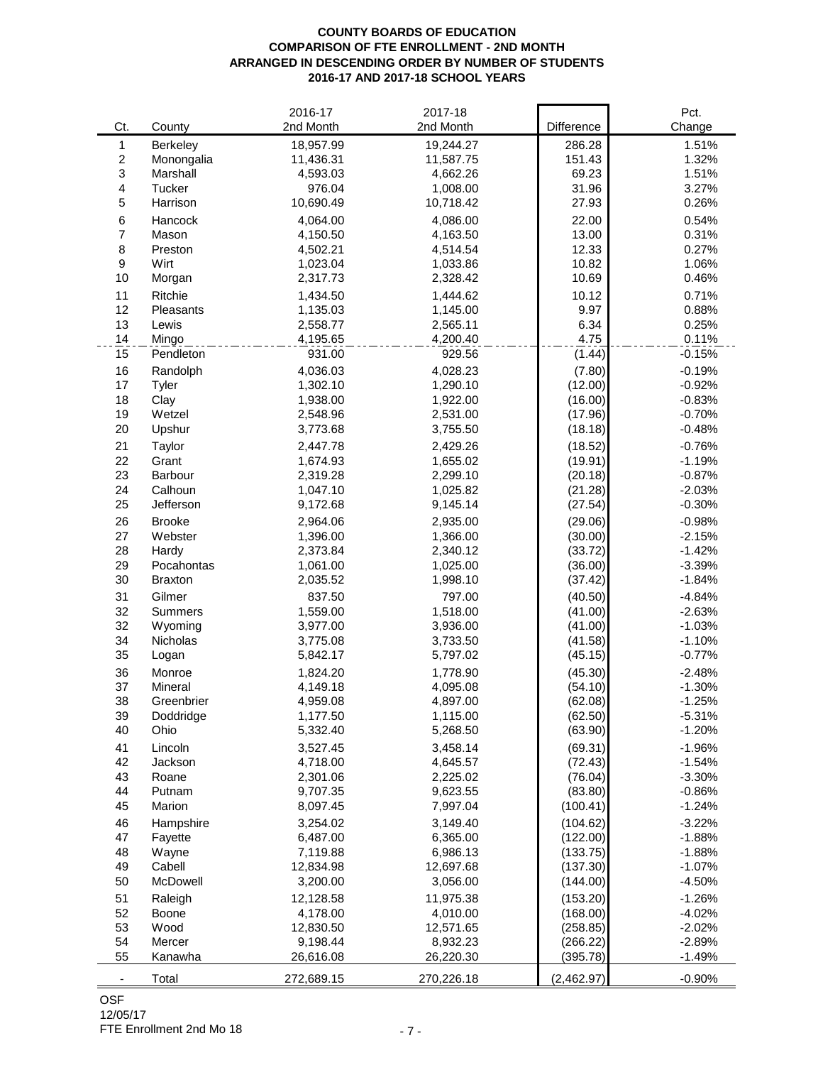**COUNTY BOARDS OF EDUCATION**
**COMPARISON OF FTE ENROLLMENT - 2ND MONTH**
**ARRANGED IN DESCENDING ORDER BY NUMBER OF STUDENTS**
**2016-17 AND 2017-18 SCHOOL YEARS**

| Ct. | County | 2016-17 2nd Month | 2017-18 2nd Month | Difference | Pct. Change |
|---|---|---|---|---|---|
| 1 | Berkeley | 18,957.99 | 19,244.27 | 286.28 | 1.51% |
| 2 | Monongalia | 11,436.31 | 11,587.75 | 151.43 | 1.32% |
| 3 | Marshall | 4,593.03 | 4,662.26 | 69.23 | 1.51% |
| 4 | Tucker | 976.04 | 1,008.00 | 31.96 | 3.27% |
| 5 | Harrison | 10,690.49 | 10,718.42 | 27.93 | 0.26% |
| 6 | Hancock | 4,064.00 | 4,086.00 | 22.00 | 0.54% |
| 7 | Mason | 4,150.50 | 4,163.50 | 13.00 | 0.31% |
| 8 | Preston | 4,502.21 | 4,514.54 | 12.33 | 0.27% |
| 9 | Wirt | 1,023.04 | 1,033.86 | 10.82 | 1.06% |
| 10 | Morgan | 2,317.73 | 2,328.42 | 10.69 | 0.46% |
| 11 | Ritchie | 1,434.50 | 1,444.62 | 10.12 | 0.71% |
| 12 | Pleasants | 1,135.03 | 1,145.00 | 9.97 | 0.88% |
| 13 | Lewis | 2,558.77 | 2,565.11 | 6.34 | 0.25% |
| 14 | Mingo | 4,195.65 | 4,200.40 | 4.75 | 0.11% |
| 15 | Pendleton | 931.00 | 929.56 | (1.44) | -0.15% |
| 16 | Randolph | 4,036.03 | 4,028.23 | (7.80) | -0.19% |
| 17 | Tyler | 1,302.10 | 1,290.10 | (12.00) | -0.92% |
| 18 | Clay | 1,938.00 | 1,922.00 | (16.00) | -0.83% |
| 19 | Wetzel | 2,548.96 | 2,531.00 | (17.96) | -0.70% |
| 20 | Upshur | 3,773.68 | 3,755.50 | (18.18) | -0.48% |
| 21 | Taylor | 2,447.78 | 2,429.26 | (18.52) | -0.76% |
| 22 | Grant | 1,674.93 | 1,655.02 | (19.91) | -1.19% |
| 23 | Barbour | 2,319.28 | 2,299.10 | (20.18) | -0.87% |
| 24 | Calhoun | 1,047.10 | 1,025.82 | (21.28) | -2.03% |
| 25 | Jefferson | 9,172.68 | 9,145.14 | (27.54) | -0.30% |
| 26 | Brooke | 2,964.06 | 2,935.00 | (29.06) | -0.98% |
| 27 | Webster | 1,396.00 | 1,366.00 | (30.00) | -2.15% |
| 28 | Hardy | 2,373.84 | 2,340.12 | (33.72) | -1.42% |
| 29 | Pocahontas | 1,061.00 | 1,025.00 | (36.00) | -3.39% |
| 30 | Braxton | 2,035.52 | 1,998.10 | (37.42) | -1.84% |
| 31 | Gilmer | 837.50 | 797.00 | (40.50) | -4.84% |
| 32 | Summers | 1,559.00 | 1,518.00 | (41.00) | -2.63% |
| 32 | Wyoming | 3,977.00 | 3,936.00 | (41.00) | -1.03% |
| 34 | Nicholas | 3,775.08 | 3,733.50 | (41.58) | -1.10% |
| 35 | Logan | 5,842.17 | 5,797.02 | (45.15) | -0.77% |
| 36 | Monroe | 1,824.20 | 1,778.90 | (45.30) | -2.48% |
| 37 | Mineral | 4,149.18 | 4,095.08 | (54.10) | -1.30% |
| 38 | Greenbrier | 4,959.08 | 4,897.00 | (62.08) | -1.25% |
| 39 | Doddridge | 1,177.50 | 1,115.00 | (62.50) | -5.31% |
| 40 | Ohio | 5,332.40 | 5,268.50 | (63.90) | -1.20% |
| 41 | Lincoln | 3,527.45 | 3,458.14 | (69.31) | -1.96% |
| 42 | Jackson | 4,718.00 | 4,645.57 | (72.43) | -1.54% |
| 43 | Roane | 2,301.06 | 2,225.02 | (76.04) | -3.30% |
| 44 | Putnam | 9,707.35 | 9,623.55 | (83.80) | -0.86% |
| 45 | Marion | 8,097.45 | 7,997.04 | (100.41) | -1.24% |
| 46 | Hampshire | 3,254.02 | 3,149.40 | (104.62) | -3.22% |
| 47 | Fayette | 6,487.00 | 6,365.00 | (122.00) | -1.88% |
| 48 | Wayne | 7,119.88 | 6,986.13 | (133.75) | -1.88% |
| 49 | Cabell | 12,834.98 | 12,697.68 | (137.30) | -1.07% |
| 50 | McDowell | 3,200.00 | 3,056.00 | (144.00) | -4.50% |
| 51 | Raleigh | 12,128.58 | 11,975.38 | (153.20) | -1.26% |
| 52 | Boone | 4,178.00 | 4,010.00 | (168.00) | -4.02% |
| 53 | Wood | 12,830.50 | 12,571.65 | (258.85) | -2.02% |
| 54 | Mercer | 9,198.44 | 8,932.23 | (266.22) | -2.89% |
| 55 | Kanawha | 26,616.08 | 26,220.30 | (395.78) | -1.49% |
| - | Total | 272,689.15 | 270,226.18 | (2,462.97) | -0.90% |

OSF
12/05/17
FTE Enrollment 2nd Mo 18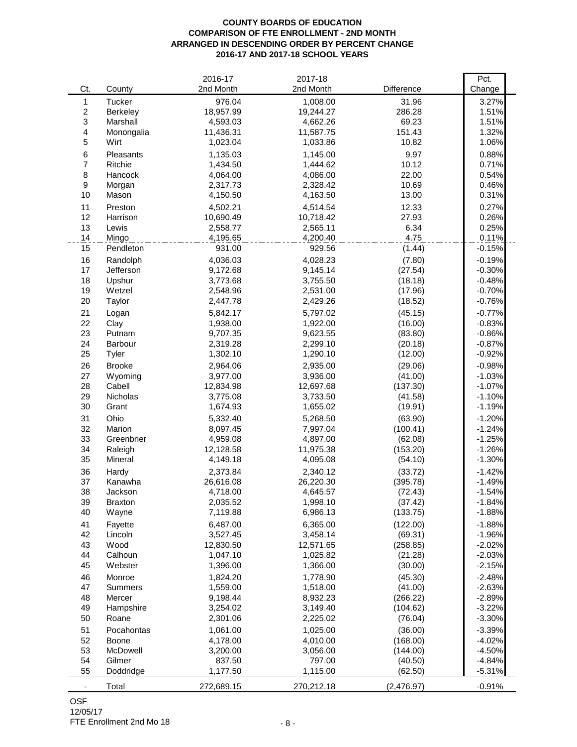**COUNTY BOARDS OF EDUCATION**
**COMPARISON OF FTE ENROLLMENT - 2ND MONTH**
**ARRANGED IN DESCENDING ORDER BY PERCENT CHANGE**
**2016-17 AND 2017-18 SCHOOL YEARS**

| Ct. | County | 2016-17 2nd Month | 2017-18 2nd Month | Difference | Pct. Change |
|---|---|---|---|---|---|
| 1 | Tucker | 976.04 | 1,008.00 | 31.96 | 3.27% |
| 2 | Berkeley | 18,957.99 | 19,244.27 | 286.28 | 1.51% |
| 3 | Marshall | 4,593.03 | 4,662.26 | 69.23 | 1.51% |
| 4 | Monongalia | 11,436.31 | 11,587.75 | 151.43 | 1.32% |
| 5 | Wirt | 1,023.04 | 1,033.86 | 10.82 | 1.06% |
| 6 | Pleasants | 1,135.03 | 1,145.00 | 9.97 | 0.88% |
| 7 | Ritchie | 1,434.50 | 1,444.62 | 10.12 | 0.71% |
| 8 | Hancock | 4,064.00 | 4,086.00 | 22.00 | 0.54% |
| 9 | Morgan | 2,317.73 | 2,328.42 | 10.69 | 0.46% |
| 10 | Mason | 4,150.50 | 4,163.50 | 13.00 | 0.31% |
| 11 | Preston | 4,502.21 | 4,514.54 | 12.33 | 0.27% |
| 12 | Harrison | 10,690.49 | 10,718.42 | 27.93 | 0.26% |
| 13 | Lewis | 2,558.77 | 2,565.11 | 6.34 | 0.25% |
| 14 | Mingo | 4,195.65 | 4,200.40 | 4.75 | 0.11% |
| 15 | Pendleton | 931.00 | 929.56 | (1.44) | -0.15% |
| 16 | Randolph | 4,036.03 | 4,028.23 | (7.80) | -0.19% |
| 17 | Jefferson | 9,172.68 | 9,145.14 | (27.54) | -0.30% |
| 18 | Upshur | 3,773.68 | 3,755.50 | (18.18) | -0.48% |
| 19 | Wetzel | 2,548.96 | 2,531.00 | (17.96) | -0.70% |
| 20 | Taylor | 2,447.78 | 2,429.26 | (18.52) | -0.76% |
| 21 | Logan | 5,842.17 | 5,797.02 | (45.15) | -0.77% |
| 22 | Clay | 1,938.00 | 1,922.00 | (16.00) | -0.83% |
| 23 | Putnam | 9,707.35 | 9,623.55 | (83.80) | -0.86% |
| 24 | Barbour | 2,319.28 | 2,299.10 | (20.18) | -0.87% |
| 25 | Tyler | 1,302.10 | 1,290.10 | (12.00) | -0.92% |
| 26 | Brooke | 2,964.06 | 2,935.00 | (29.06) | -0.98% |
| 27 | Wyoming | 3,977.00 | 3,936.00 | (41.00) | -1.03% |
| 28 | Cabell | 12,834.98 | 12,697.68 | (137.30) | -1.07% |
| 29 | Nicholas | 3,775.08 | 3,733.50 | (41.58) | -1.10% |
| 30 | Grant | 1,674.93 | 1,655.02 | (19.91) | -1.19% |
| 31 | Ohio | 5,332.40 | 5,268.50 | (63.90) | -1.20% |
| 32 | Marion | 8,097.45 | 7,997.04 | (100.41) | -1.24% |
| 33 | Greenbrier | 4,959.08 | 4,897.00 | (62.08) | -1.25% |
| 34 | Raleigh | 12,128.58 | 11,975.38 | (153.20) | -1.26% |
| 35 | Mineral | 4,149.18 | 4,095.08 | (54.10) | -1.30% |
| 36 | Hardy | 2,373.84 | 2,340.12 | (33.72) | -1.42% |
| 37 | Kanawha | 26,616.08 | 26,220.30 | (395.78) | -1.49% |
| 38 | Jackson | 4,718.00 | 4,645.57 | (72.43) | -1.54% |
| 39 | Braxton | 2,035.52 | 1,998.10 | (37.42) | -1.84% |
| 40 | Wayne | 7,119.88 | 6,986.13 | (133.75) | -1.88% |
| 41 | Fayette | 6,487.00 | 6,365.00 | (122.00) | -1.88% |
| 42 | Lincoln | 3,527.45 | 3,458.14 | (69.31) | -1.96% |
| 43 | Wood | 12,830.50 | 12,571.65 | (258.85) | -2.02% |
| 44 | Calhoun | 1,047.10 | 1,025.82 | (21.28) | -2.03% |
| 45 | Webster | 1,396.00 | 1,366.00 | (30.00) | -2.15% |
| 46 | Monroe | 1,824.20 | 1,778.90 | (45.30) | -2.48% |
| 47 | Summers | 1,559.00 | 1,518.00 | (41.00) | -2.63% |
| 48 | Mercer | 9,198.44 | 8,932.23 | (266.22) | -2.89% |
| 49 | Hampshire | 3,254.02 | 3,149.40 | (104.62) | -3.22% |
| 50 | Roane | 2,301.06 | 2,225.02 | (76.04) | -3.30% |
| 51 | Pocahontas | 1,061.00 | 1,025.00 | (36.00) | -3.39% |
| 52 | Boone | 4,178.00 | 4,010.00 | (168.00) | -4.02% |
| 53 | McDowell | 3,200.00 | 3,056.00 | (144.00) | -4.50% |
| 54 | Gilmer | 837.50 | 797.00 | (40.50) | -4.84% |
| 55 | Doddridge | 1,177.50 | 1,115.00 | (62.50) | -5.31% |
| - | Total | 272,689.15 | 270,212.18 | (2,476.97) | -0.91% |

OSF
12/05/17
FTE Enrollment 2nd Mo 18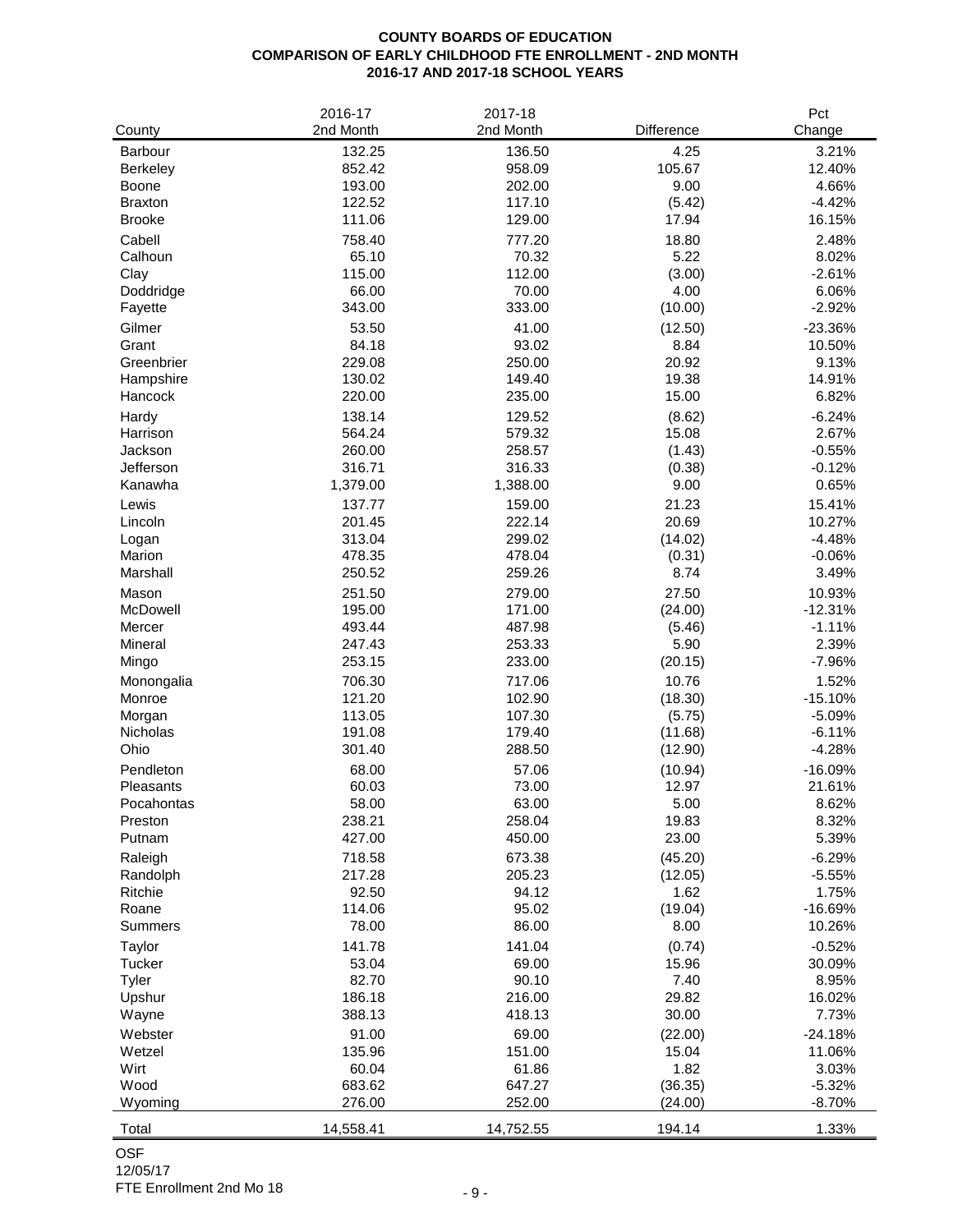**COUNTY BOARDS OF EDUCATION**
**COMPARISON OF EARLY CHILDHOOD FTE ENROLLMENT - 2ND MONTH**
**2016-17 AND 2017-18 SCHOOL YEARS**

| County | 2016-17 2nd Month | 2017-18 2nd Month | Difference | Pct Change |
|---|---|---|---|---|
| Barbour | 132.25 | 136.50 | 4.25 | 3.21% |
| Berkeley | 852.42 | 958.09 | 105.67 | 12.40% |
| Boone | 193.00 | 202.00 | 9.00 | 4.66% |
| Braxton | 122.52 | 117.10 | (5.42) | -4.42% |
| Brooke | 111.06 | 129.00 | 17.94 | 16.15% |
| Cabell | 758.40 | 777.20 | 18.80 | 2.48% |
| Calhoun | 65.10 | 70.32 | 5.22 | 8.02% |
| Clay | 115.00 | 112.00 | (3.00) | -2.61% |
| Doddridge | 66.00 | 70.00 | 4.00 | 6.06% |
| Fayette | 343.00 | 333.00 | (10.00) | -2.92% |
| Gilmer | 53.50 | 41.00 | (12.50) | -23.36% |
| Grant | 84.18 | 93.02 | 8.84 | 10.50% |
| Greenbrier | 229.08 | 250.00 | 20.92 | 9.13% |
| Hampshire | 130.02 | 149.40 | 19.38 | 14.91% |
| Hancock | 220.00 | 235.00 | 15.00 | 6.82% |
| Hardy | 138.14 | 129.52 | (8.62) | -6.24% |
| Harrison | 564.24 | 579.32 | 15.08 | 2.67% |
| Jackson | 260.00 | 258.57 | (1.43) | -0.55% |
| Jefferson | 316.71 | 316.33 | (0.38) | -0.12% |
| Kanawha | 1,379.00 | 1,388.00 | 9.00 | 0.65% |
| Lewis | 137.77 | 159.00 | 21.23 | 15.41% |
| Lincoln | 201.45 | 222.14 | 20.69 | 10.27% |
| Logan | 313.04 | 299.02 | (14.02) | -4.48% |
| Marion | 478.35 | 478.04 | (0.31) | -0.06% |
| Marshall | 250.52 | 259.26 | 8.74 | 3.49% |
| Mason | 251.50 | 279.00 | 27.50 | 10.93% |
| McDowell | 195.00 | 171.00 | (24.00) | -12.31% |
| Mercer | 493.44 | 487.98 | (5.46) | -1.11% |
| Mineral | 247.43 | 253.33 | 5.90 | 2.39% |
| Mingo | 253.15 | 233.00 | (20.15) | -7.96% |
| Monongalia | 706.30 | 717.06 | 10.76 | 1.52% |
| Monroe | 121.20 | 102.90 | (18.30) | -15.10% |
| Morgan | 113.05 | 107.30 | (5.75) | -5.09% |
| Nicholas | 191.08 | 179.40 | (11.68) | -6.11% |
| Ohio | 301.40 | 288.50 | (12.90) | -4.28% |
| Pendleton | 68.00 | 57.06 | (10.94) | -16.09% |
| Pleasants | 60.03 | 73.00 | 12.97 | 21.61% |
| Pocahontas | 58.00 | 63.00 | 5.00 | 8.62% |
| Preston | 238.21 | 258.04 | 19.83 | 8.32% |
| Putnam | 427.00 | 450.00 | 23.00 | 5.39% |
| Raleigh | 718.58 | 673.38 | (45.20) | -6.29% |
| Randolph | 217.28 | 205.23 | (12.05) | -5.55% |
| Ritchie | 92.50 | 94.12 | 1.62 | 1.75% |
| Roane | 114.06 | 95.02 | (19.04) | -16.69% |
| Summers | 78.00 | 86.00 | 8.00 | 10.26% |
| Taylor | 141.78 | 141.04 | (0.74) | -0.52% |
| Tucker | 53.04 | 69.00 | 15.96 | 30.09% |
| Tyler | 82.70 | 90.10 | 7.40 | 8.95% |
| Upshur | 186.18 | 216.00 | 29.82 | 16.02% |
| Wayne | 388.13 | 418.13 | 30.00 | 7.73% |
| Webster | 91.00 | 69.00 | (22.00) | -24.18% |
| Wetzel | 135.96 | 151.00 | 15.04 | 11.06% |
| Wirt | 60.04 | 61.86 | 1.82 | 3.03% |
| Wood | 683.62 | 647.27 | (36.35) | -5.32% |
| Wyoming | 276.00 | 252.00 | (24.00) | -8.70% |
| Total | 14,558.41 | 14,752.55 | 194.14 | 1.33% |

OSF
12/05/17
FTE Enrollment 2nd Mo 18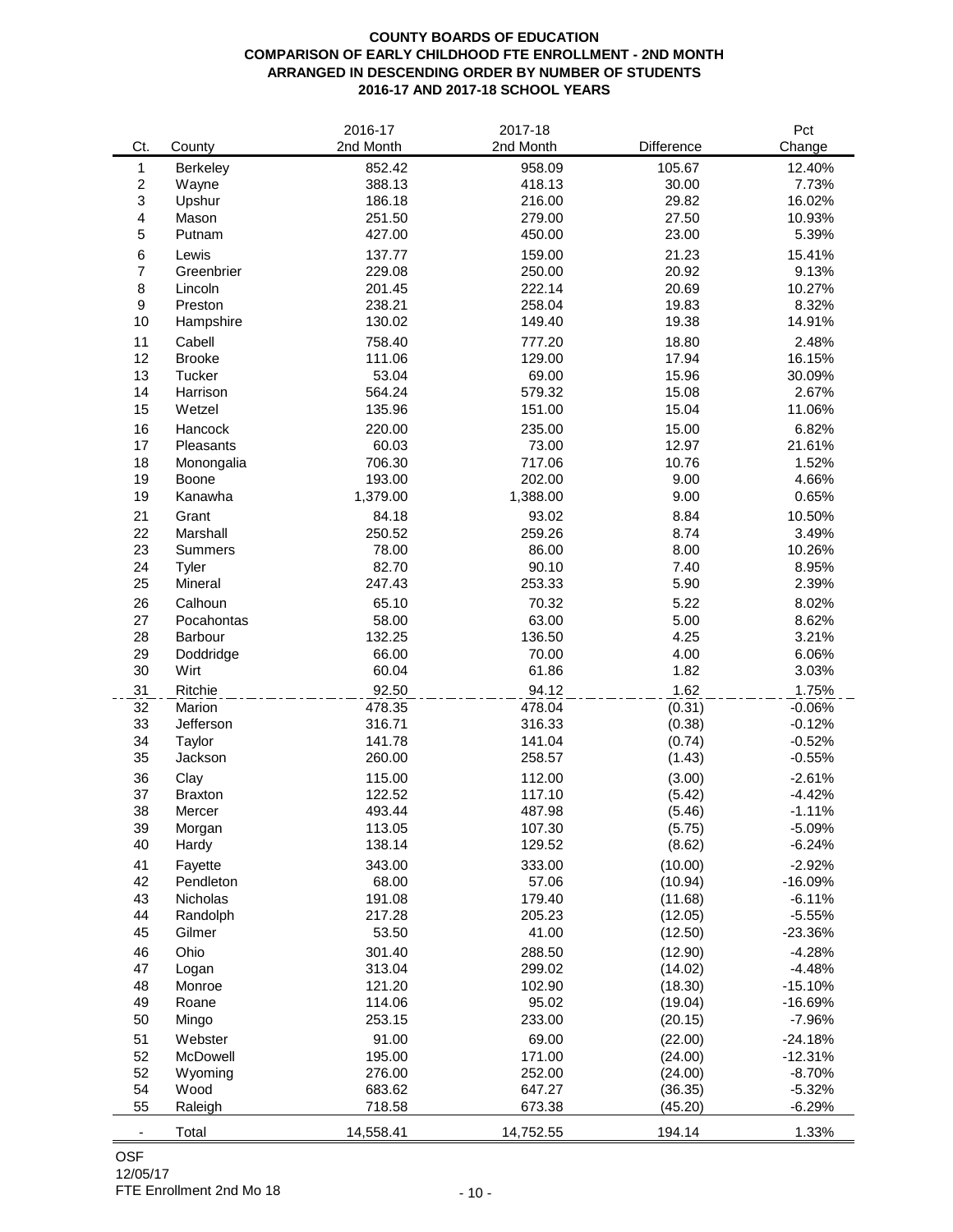# COUNTY BOARDS OF EDUCATION
## COMPARISON OF EARLY CHILDHOOD FTE ENROLLMENT - 2ND MONTH
## ARRANGED IN DESCENDING ORDER BY NUMBER OF STUDENTS
## 2016-17 AND 2017-18 SCHOOL YEARS

| Ct. | County | 2016-17 2nd Month | 2017-18 2nd Month | Difference | Pct Change |
|---|---|---|---|---|---|
| 1 | Berkeley | 852.42 | 958.09 | 105.67 | 12.40% |
| 2 | Wayne | 388.13 | 418.13 | 30.00 | 7.73% |
| 3 | Upshur | 186.18 | 216.00 | 29.82 | 16.02% |
| 4 | Mason | 251.50 | 279.00 | 27.50 | 10.93% |
| 5 | Putnam | 427.00 | 450.00 | 23.00 | 5.39% |
| 6 | Lewis | 137.77 | 159.00 | 21.23 | 15.41% |
| 7 | Greenbrier | 229.08 | 250.00 | 20.92 | 9.13% |
| 8 | Lincoln | 201.45 | 222.14 | 20.69 | 10.27% |
| 9 | Preston | 238.21 | 258.04 | 19.83 | 8.32% |
| 10 | Hampshire | 130.02 | 149.40 | 19.38 | 14.91% |
| 11 | Cabell | 758.40 | 777.20 | 18.80 | 2.48% |
| 12 | Brooke | 111.06 | 129.00 | 17.94 | 16.15% |
| 13 | Tucker | 53.04 | 69.00 | 15.96 | 30.09% |
| 14 | Harrison | 564.24 | 579.32 | 15.08 | 2.67% |
| 15 | Wetzel | 135.96 | 151.00 | 15.04 | 11.06% |
| 16 | Hancock | 220.00 | 235.00 | 15.00 | 6.82% |
| 17 | Pleasants | 60.03 | 73.00 | 12.97 | 21.61% |
| 18 | Monongalia | 706.30 | 717.06 | 10.76 | 1.52% |
| 19 | Boone | 193.00 | 202.00 | 9.00 | 4.66% |
| 19 | Kanawha | 1,379.00 | 1,388.00 | 9.00 | 0.65% |
| 21 | Grant | 84.18 | 93.02 | 8.84 | 10.50% |
| 22 | Marshall | 250.52 | 259.26 | 8.74 | 3.49% |
| 23 | Summers | 78.00 | 86.00 | 8.00 | 10.26% |
| 24 | Tyler | 82.70 | 90.10 | 7.40 | 8.95% |
| 25 | Mineral | 247.43 | 253.33 | 5.90 | 2.39% |
| 26 | Calhoun | 65.10 | 70.32 | 5.22 | 8.02% |
| 27 | Pocahontas | 58.00 | 63.00 | 5.00 | 8.62% |
| 28 | Barbour | 132.25 | 136.50 | 4.25 | 3.21% |
| 29 | Doddridge | 66.00 | 70.00 | 4.00 | 6.06% |
| 30 | Wirt | 60.04 | 61.86 | 1.82 | 3.03% |
| 31 | Ritchie | 92.50 | 94.12 | 1.62 | 1.75% |
| 32 | Marion | 478.35 | 478.04 | (0.31) | -0.06% |
| 33 | Jefferson | 316.71 | 316.33 | (0.38) | -0.12% |
| 34 | Taylor | 141.78 | 141.04 | (0.74) | -0.52% |
| 35 | Jackson | 260.00 | 258.57 | (1.43) | -0.55% |
| 36 | Clay | 115.00 | 112.00 | (3.00) | -2.61% |
| 37 | Braxton | 122.52 | 117.10 | (5.42) | -4.42% |
| 38 | Mercer | 493.44 | 487.98 | (5.46) | -1.11% |
| 39 | Morgan | 113.05 | 107.30 | (5.75) | -5.09% |
| 40 | Hardy | 138.14 | 129.52 | (8.62) | -6.24% |
| 41 | Fayette | 343.00 | 333.00 | (10.00) | -2.92% |
| 42 | Pendleton | 68.00 | 57.06 | (10.94) | -16.09% |
| 43 | Nicholas | 191.08 | 179.40 | (11.68) | -6.11% |
| 44 | Randolph | 217.28 | 205.23 | (12.05) | -5.55% |
| 45 | Gilmer | 53.50 | 41.00 | (12.50) | -23.36% |
| 46 | Ohio | 301.40 | 288.50 | (12.90) | -4.28% |
| 47 | Logan | 313.04 | 299.02 | (14.02) | -4.48% |
| 48 | Monroe | 121.20 | 102.90 | (18.30) | -15.10% |
| 49 | Roane | 114.06 | 95.02 | (19.04) | -16.69% |
| 50 | Mingo | 253.15 | 233.00 | (20.15) | -7.96% |
| 51 | Webster | 91.00 | 69.00 | (22.00) | -24.18% |
| 52 | McDowell | 195.00 | 171.00 | (24.00) | -12.31% |
| 52 | Wyoming | 276.00 | 252.00 | (24.00) | -8.70% |
| 54 | Wood | 683.62 | 647.27 | (36.35) | -5.32% |
| 55 | Raleigh | 718.58 | 673.38 | (45.20) | -6.29% |
| - | Total | 14,558.41 | 14,752.55 | 194.14 | 1.33% |

OSF
12/05/17
FTE Enrollment 2nd Mo 18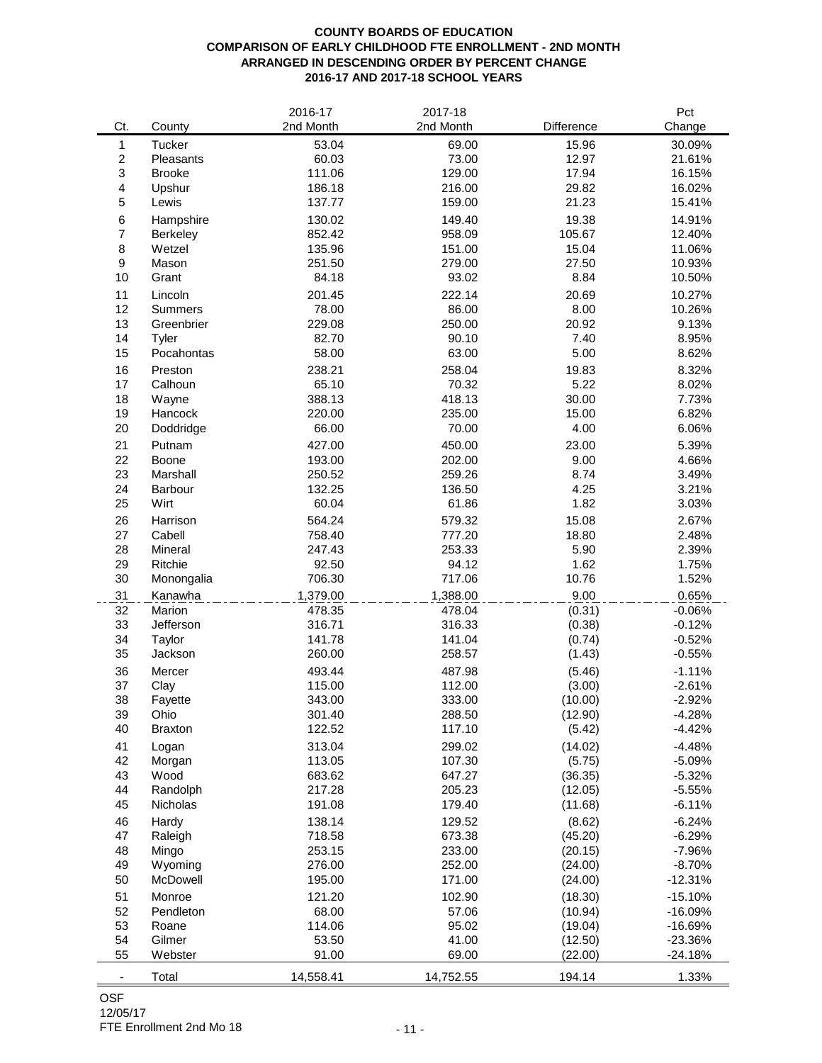**COUNTY BOARDS OF EDUCATION**
**COMPARISON OF EARLY CHILDHOOD FTE ENROLLMENT - 2ND MONTH**
**ARRANGED IN DESCENDING ORDER BY PERCENT CHANGE**
**2016-17 AND 2017-18 SCHOOL YEARS**

| Ct. | County | 2016-17 2nd Month | 2017-18 2nd Month | Difference | Pct Change |
|---|---|---|---|---|---|
| 1 | Tucker | 53.04 | 69.00 | 15.96 | 30.09% |
| 2 | Pleasants | 60.03 | 73.00 | 12.97 | 21.61% |
| 3 | Brooke | 111.06 | 129.00 | 17.94 | 16.15% |
| 4 | Upshur | 186.18 | 216.00 | 29.82 | 16.02% |
| 5 | Lewis | 137.77 | 159.00 | 21.23 | 15.41% |
| 6 | Hampshire | 130.02 | 149.40 | 19.38 | 14.91% |
| 7 | Berkeley | 852.42 | 958.09 | 105.67 | 12.40% |
| 8 | Wetzel | 135.96 | 151.00 | 15.04 | 11.06% |
| 9 | Mason | 251.50 | 279.00 | 27.50 | 10.93% |
| 10 | Grant | 84.18 | 93.02 | 8.84 | 10.50% |
| 11 | Lincoln | 201.45 | 222.14 | 20.69 | 10.27% |
| 12 | Summers | 78.00 | 86.00 | 8.00 | 10.26% |
| 13 | Greenbrier | 229.08 | 250.00 | 20.92 | 9.13% |
| 14 | Tyler | 82.70 | 90.10 | 7.40 | 8.95% |
| 15 | Pocahontas | 58.00 | 63.00 | 5.00 | 8.62% |
| 16 | Preston | 238.21 | 258.04 | 19.83 | 8.32% |
| 17 | Calhoun | 65.10 | 70.32 | 5.22 | 8.02% |
| 18 | Wayne | 388.13 | 418.13 | 30.00 | 7.73% |
| 19 | Hancock | 220.00 | 235.00 | 15.00 | 6.82% |
| 20 | Doddridge | 66.00 | 70.00 | 4.00 | 6.06% |
| 21 | Putnam | 427.00 | 450.00 | 23.00 | 5.39% |
| 22 | Boone | 193.00 | 202.00 | 9.00 | 4.66% |
| 23 | Marshall | 250.52 | 259.26 | 8.74 | 3.49% |
| 24 | Barbour | 132.25 | 136.50 | 4.25 | 3.21% |
| 25 | Wirt | 60.04 | 61.86 | 1.82 | 3.03% |
| 26 | Harrison | 564.24 | 579.32 | 15.08 | 2.67% |
| 27 | Cabell | 758.40 | 777.20 | 18.80 | 2.48% |
| 28 | Mineral | 247.43 | 253.33 | 5.90 | 2.39% |
| 29 | Ritchie | 92.50 | 94.12 | 1.62 | 1.75% |
| 30 | Monongalia | 706.30 | 717.06 | 10.76 | 1.52% |
| 31 | Kanawha | 1,379.00 | 1,388.00 | 9.00 | 0.65% |
| 32 | Marion | 478.35 | 478.04 | (0.31) | -0.06% |
| 33 | Jefferson | 316.71 | 316.33 | (0.38) | -0.12% |
| 34 | Taylor | 141.78 | 141.04 | (0.74) | -0.52% |
| 35 | Jackson | 260.00 | 258.57 | (1.43) | -0.55% |
| 36 | Mercer | 493.44 | 487.98 | (5.46) | -1.11% |
| 37 | Clay | 115.00 | 112.00 | (3.00) | -2.61% |
| 38 | Fayette | 343.00 | 333.00 | (10.00) | -2.92% |
| 39 | Ohio | 301.40 | 288.50 | (12.90) | -4.28% |
| 40 | Braxton | 122.52 | 117.10 | (5.42) | -4.42% |
| 41 | Logan | 313.04 | 299.02 | (14.02) | -4.48% |
| 42 | Morgan | 113.05 | 107.30 | (5.75) | -5.09% |
| 43 | Wood | 683.62 | 647.27 | (36.35) | -5.32% |
| 44 | Randolph | 217.28 | 205.23 | (12.05) | -5.55% |
| 45 | Nicholas | 191.08 | 179.40 | (11.68) | -6.11% |
| 46 | Hardy | 138.14 | 129.52 | (8.62) | -6.24% |
| 47 | Raleigh | 718.58 | 673.38 | (45.20) | -6.29% |
| 48 | Mingo | 253.15 | 233.00 | (20.15) | -7.96% |
| 49 | Wyoming | 276.00 | 252.00 | (24.00) | -8.70% |
| 50 | McDowell | 195.00 | 171.00 | (24.00) | -12.31% |
| 51 | Monroe | 121.20 | 102.90 | (18.30) | -15.10% |
| 52 | Pendleton | 68.00 | 57.06 | (10.94) | -16.09% |
| 53 | Roane | 114.06 | 95.02 | (19.04) | -16.69% |
| 54 | Gilmer | 53.50 | 41.00 | (12.50) | -23.36% |
| 55 | Webster | 91.00 | 69.00 | (22.00) | -24.18% |
| - | Total | 14,558.41 | 14,752.55 | 194.14 | 1.33% |

OSF
12/05/17
FTE Enrollment 2nd Mo 18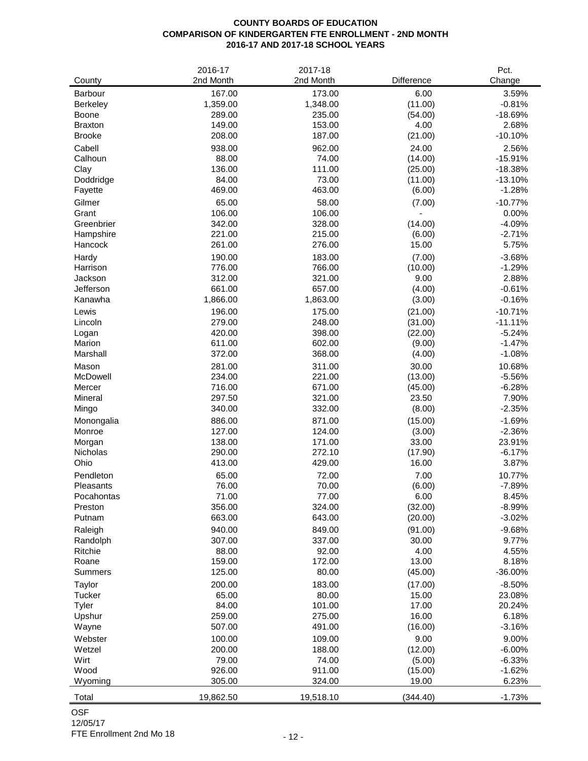**COUNTY BOARDS OF EDUCATION**
**COMPARISON OF KINDERGARTEN FTE ENROLLMENT - 2ND MONTH**
**2016-17 AND 2017-18 SCHOOL YEARS**

| County | 2016-17 2nd Month | 2017-18 2nd Month | Difference | Pct. Change |
|---|---|---|---|---|
| Barbour | 167.00 | 173.00 | 6.00 | 3.59% |
| Berkeley | 1,359.00 | 1,348.00 | (11.00) | -0.81% |
| Boone | 289.00 | 235.00 | (54.00) | -18.69% |
| Braxton | 149.00 | 153.00 | 4.00 | 2.68% |
| Brooke | 208.00 | 187.00 | (21.00) | -10.10% |
| Cabell | 938.00 | 962.00 | 24.00 | 2.56% |
| Calhoun | 88.00 | 74.00 | (14.00) | -15.91% |
| Clay | 136.00 | 111.00 | (25.00) | -18.38% |
| Doddridge | 84.00 | 73.00 | (11.00) | -13.10% |
| Fayette | 469.00 | 463.00 | (6.00) | -1.28% |
| Gilmer | 65.00 | 58.00 | (7.00) | -10.77% |
| Grant | 106.00 | 106.00 | - | 0.00% |
| Greenbrier | 342.00 | 328.00 | (14.00) | -4.09% |
| Hampshire | 221.00 | 215.00 | (6.00) | -2.71% |
| Hancock | 261.00 | 276.00 | 15.00 | 5.75% |
| Hardy | 190.00 | 183.00 | (7.00) | -3.68% |
| Harrison | 776.00 | 766.00 | (10.00) | -1.29% |
| Jackson | 312.00 | 321.00 | 9.00 | 2.88% |
| Jefferson | 661.00 | 657.00 | (4.00) | -0.61% |
| Kanawha | 1,866.00 | 1,863.00 | (3.00) | -0.16% |
| Lewis | 196.00 | 175.00 | (21.00) | -10.71% |
| Lincoln | 279.00 | 248.00 | (31.00) | -11.11% |
| Logan | 420.00 | 398.00 | (22.00) | -5.24% |
| Marion | 611.00 | 602.00 | (9.00) | -1.47% |
| Marshall | 372.00 | 368.00 | (4.00) | -1.08% |
| Mason | 281.00 | 311.00 | 30.00 | 10.68% |
| McDowell | 234.00 | 221.00 | (13.00) | -5.56% |
| Mercer | 716.00 | 671.00 | (45.00) | -6.28% |
| Mineral | 297.50 | 321.00 | 23.50 | 7.90% |
| Mingo | 340.00 | 332.00 | (8.00) | -2.35% |
| Monongalia | 886.00 | 871.00 | (15.00) | -1.69% |
| Monroe | 127.00 | 124.00 | (3.00) | -2.36% |
| Morgan | 138.00 | 171.00 | 33.00 | 23.91% |
| Nicholas | 290.00 | 272.10 | (17.90) | -6.17% |
| Ohio | 413.00 | 429.00 | 16.00 | 3.87% |
| Pendleton | 65.00 | 72.00 | 7.00 | 10.77% |
| Pleasants | 76.00 | 70.00 | (6.00) | -7.89% |
| Pocahontas | 71.00 | 77.00 | 6.00 | 8.45% |
| Preston | 356.00 | 324.00 | (32.00) | -8.99% |
| Putnam | 663.00 | 643.00 | (20.00) | -3.02% |
| Raleigh | 940.00 | 849.00 | (91.00) | -9.68% |
| Randolph | 307.00 | 337.00 | 30.00 | 9.77% |
| Ritchie | 88.00 | 92.00 | 4.00 | 4.55% |
| Roane | 159.00 | 172.00 | 13.00 | 8.18% |
| Summers | 125.00 | 80.00 | (45.00) | -36.00% |
| Taylor | 200.00 | 183.00 | (17.00) | -8.50% |
| Tucker | 65.00 | 80.00 | 15.00 | 23.08% |
| Tyler | 84.00 | 101.00 | 17.00 | 20.24% |
| Upshur | 259.00 | 275.00 | 16.00 | 6.18% |
| Wayne | 507.00 | 491.00 | (16.00) | -3.16% |
| Webster | 100.00 | 109.00 | 9.00 | 9.00% |
| Wetzel | 200.00 | 188.00 | (12.00) | -6.00% |
| Wirt | 79.00 | 74.00 | (5.00) | -6.33% |
| Wood | 926.00 | 911.00 | (15.00) | -1.62% |
| Wyoming | 305.00 | 324.00 | 19.00 | 6.23% |
| Total | 19,862.50 | 19,518.10 | (344.40) | -1.73% |

OSF
12/05/17
FTE Enrollment 2nd Mo 18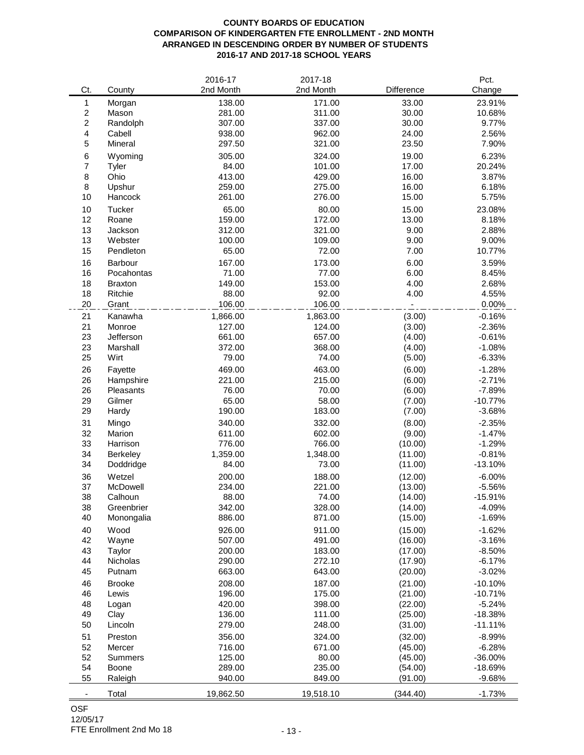**COUNTY BOARDS OF EDUCATION**
**COMPARISON OF KINDERGARTEN FTE ENROLLMENT - 2ND MONTH**
**ARRANGED IN DESCENDING ORDER BY NUMBER OF STUDENTS**
**2016-17 AND 2017-18 SCHOOL YEARS**

| Ct. | County | 2016-17 2nd Month | 2017-18 2nd Month | Difference | Pct. Change |
|---|---|---|---|---|---|
| 1 | Morgan | 138.00 | 171.00 | 33.00 | 23.91% |
| 2 | Mason | 281.00 | 311.00 | 30.00 | 10.68% |
| 2 | Randolph | 307.00 | 337.00 | 30.00 | 9.77% |
| 4 | Cabell | 938.00 | 962.00 | 24.00 | 2.56% |
| 5 | Mineral | 297.50 | 321.00 | 23.50 | 7.90% |
| 6 | Wyoming | 305.00 | 324.00 | 19.00 | 6.23% |
| 7 | Tyler | 84.00 | 101.00 | 17.00 | 20.24% |
| 8 | Ohio | 413.00 | 429.00 | 16.00 | 3.87% |
| 8 | Upshur | 259.00 | 275.00 | 16.00 | 6.18% |
| 10 | Hancock | 261.00 | 276.00 | 15.00 | 5.75% |
| 10 | Tucker | 65.00 | 80.00 | 15.00 | 23.08% |
| 12 | Roane | 159.00 | 172.00 | 13.00 | 8.18% |
| 13 | Jackson | 312.00 | 321.00 | 9.00 | 2.88% |
| 13 | Webster | 100.00 | 109.00 | 9.00 | 9.00% |
| 15 | Pendleton | 65.00 | 72.00 | 7.00 | 10.77% |
| 16 | Barbour | 167.00 | 173.00 | 6.00 | 3.59% |
| 16 | Pocahontas | 71.00 | 77.00 | 6.00 | 8.45% |
| 18 | Braxton | 149.00 | 153.00 | 4.00 | 2.68% |
| 18 | Ritchie | 88.00 | 92.00 | 4.00 | 4.55% |
| 20 | Grant | 106.00 | 106.00 | - | 0.00% |
| 21 | Kanawha | 1,866.00 | 1,863.00 | (3.00) | -0.16% |
| 21 | Monroe | 127.00 | 124.00 | (3.00) | -2.36% |
| 23 | Jefferson | 661.00 | 657.00 | (4.00) | -0.61% |
| 23 | Marshall | 372.00 | 368.00 | (4.00) | -1.08% |
| 25 | Wirt | 79.00 | 74.00 | (5.00) | -6.33% |
| 26 | Fayette | 469.00 | 463.00 | (6.00) | -1.28% |
| 26 | Hampshire | 221.00 | 215.00 | (6.00) | -2.71% |
| 26 | Pleasants | 76.00 | 70.00 | (6.00) | -7.89% |
| 29 | Gilmer | 65.00 | 58.00 | (7.00) | -10.77% |
| 29 | Hardy | 190.00 | 183.00 | (7.00) | -3.68% |
| 31 | Mingo | 340.00 | 332.00 | (8.00) | -2.35% |
| 32 | Marion | 611.00 | 602.00 | (9.00) | -1.47% |
| 33 | Harrison | 776.00 | 766.00 | (10.00) | -1.29% |
| 34 | Berkeley | 1,359.00 | 1,348.00 | (11.00) | -0.81% |
| 34 | Doddridge | 84.00 | 73.00 | (11.00) | -13.10% |
| 36 | Wetzel | 200.00 | 188.00 | (12.00) | -6.00% |
| 37 | McDowell | 234.00 | 221.00 | (13.00) | -5.56% |
| 38 | Calhoun | 88.00 | 74.00 | (14.00) | -15.91% |
| 38 | Greenbrier | 342.00 | 328.00 | (14.00) | -4.09% |
| 40 | Monongalia | 886.00 | 871.00 | (15.00) | -1.69% |
| 40 | Wood | 926.00 | 911.00 | (15.00) | -1.62% |
| 42 | Wayne | 507.00 | 491.00 | (16.00) | -3.16% |
| 43 | Taylor | 200.00 | 183.00 | (17.00) | -8.50% |
| 44 | Nicholas | 290.00 | 272.10 | (17.90) | -6.17% |
| 45 | Putnam | 663.00 | 643.00 | (20.00) | -3.02% |
| 46 | Brooke | 208.00 | 187.00 | (21.00) | -10.10% |
| 46 | Lewis | 196.00 | 175.00 | (21.00) | -10.71% |
| 48 | Logan | 420.00 | 398.00 | (22.00) | -5.24% |
| 49 | Clay | 136.00 | 111.00 | (25.00) | -18.38% |
| 50 | Lincoln | 279.00 | 248.00 | (31.00) | -11.11% |
| 51 | Preston | 356.00 | 324.00 | (32.00) | -8.99% |
| 52 | Mercer | 716.00 | 671.00 | (45.00) | -6.28% |
| 52 | Summers | 125.00 | 80.00 | (45.00) | -36.00% |
| 54 | Boone | 289.00 | 235.00 | (54.00) | -18.69% |
| 55 | Raleigh | 940.00 | 849.00 | (91.00) | -9.68% |
| - | Total | 19,862.50 | 19,518.10 | (344.40) | -1.73% |

OSF
12/05/17
FTE Enrollment 2nd Mo 18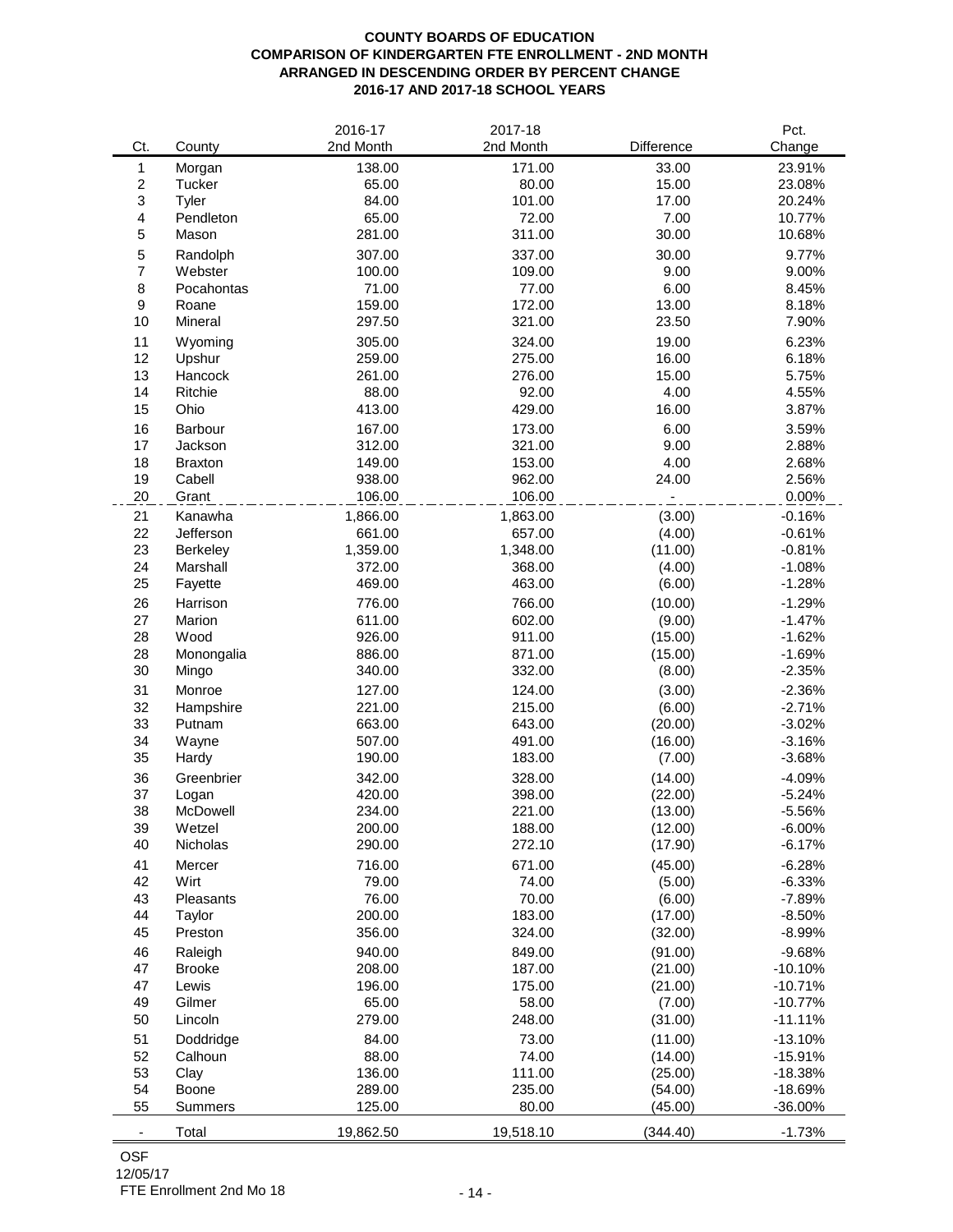**COUNTY BOARDS OF EDUCATION**
**COMPARISON OF KINDERGARTEN FTE ENROLLMENT - 2ND MONTH**
**ARRANGED IN DESCENDING ORDER BY PERCENT CHANGE**
**2016-17 AND 2017-18 SCHOOL YEARS**

| Ct. | County | 2016-17 2nd Month | 2017-18 2nd Month | Difference | Pct. Change |
|---|---|---|---|---|---|
| 1 | Morgan | 138.00 | 171.00 | 33.00 | 23.91% |
| 2 | Tucker | 65.00 | 80.00 | 15.00 | 23.08% |
| 3 | Tyler | 84.00 | 101.00 | 17.00 | 20.24% |
| 4 | Pendleton | 65.00 | 72.00 | 7.00 | 10.77% |
| 5 | Mason | 281.00 | 311.00 | 30.00 | 10.68% |
| 5 | Randolph | 307.00 | 337.00 | 30.00 | 9.77% |
| 7 | Webster | 100.00 | 109.00 | 9.00 | 9.00% |
| 8 | Pocahontas | 71.00 | 77.00 | 6.00 | 8.45% |
| 9 | Roane | 159.00 | 172.00 | 13.00 | 8.18% |
| 10 | Mineral | 297.50 | 321.00 | 23.50 | 7.90% |
| 11 | Wyoming | 305.00 | 324.00 | 19.00 | 6.23% |
| 12 | Upshur | 259.00 | 275.00 | 16.00 | 6.18% |
| 13 | Hancock | 261.00 | 276.00 | 15.00 | 5.75% |
| 14 | Ritchie | 88.00 | 92.00 | 4.00 | 4.55% |
| 15 | Ohio | 413.00 | 429.00 | 16.00 | 3.87% |
| 16 | Barbour | 167.00 | 173.00 | 6.00 | 3.59% |
| 17 | Jackson | 312.00 | 321.00 | 9.00 | 2.88% |
| 18 | Braxton | 149.00 | 153.00 | 4.00 | 2.68% |
| 19 | Cabell | 938.00 | 962.00 | 24.00 | 2.56% |
| 20 | Grant | 106.00 | 106.00 | - | 0.00% |
| 21 | Kanawha | 1,866.00 | 1,863.00 | (3.00) | -0.16% |
| 22 | Jefferson | 661.00 | 657.00 | (4.00) | -0.61% |
| 23 | Berkeley | 1,359.00 | 1,348.00 | (11.00) | -0.81% |
| 24 | Marshall | 372.00 | 368.00 | (4.00) | -1.08% |
| 25 | Fayette | 469.00 | 463.00 | (6.00) | -1.28% |
| 26 | Harrison | 776.00 | 766.00 | (10.00) | -1.29% |
| 27 | Marion | 611.00 | 602.00 | (9.00) | -1.47% |
| 28 | Wood | 926.00 | 911.00 | (15.00) | -1.62% |
| 28 | Monongalia | 886.00 | 871.00 | (15.00) | -1.69% |
| 30 | Mingo | 340.00 | 332.00 | (8.00) | -2.35% |
| 31 | Monroe | 127.00 | 124.00 | (3.00) | -2.36% |
| 32 | Hampshire | 221.00 | 215.00 | (6.00) | -2.71% |
| 33 | Putnam | 663.00 | 643.00 | (20.00) | -3.02% |
| 34 | Wayne | 507.00 | 491.00 | (16.00) | -3.16% |
| 35 | Hardy | 190.00 | 183.00 | (7.00) | -3.68% |
| 36 | Greenbrier | 342.00 | 328.00 | (14.00) | -4.09% |
| 37 | Logan | 420.00 | 398.00 | (22.00) | -5.24% |
| 38 | McDowell | 234.00 | 221.00 | (13.00) | -5.56% |
| 39 | Wetzel | 200.00 | 188.00 | (12.00) | -6.00% |
| 40 | Nicholas | 290.00 | 272.10 | (17.90) | -6.17% |
| 41 | Mercer | 716.00 | 671.00 | (45.00) | -6.28% |
| 42 | Wirt | 79.00 | 74.00 | (5.00) | -6.33% |
| 43 | Pleasants | 76.00 | 70.00 | (6.00) | -7.89% |
| 44 | Taylor | 200.00 | 183.00 | (17.00) | -8.50% |
| 45 | Preston | 356.00 | 324.00 | (32.00) | -8.99% |
| 46 | Raleigh | 940.00 | 849.00 | (91.00) | -9.68% |
| 47 | Brooke | 208.00 | 187.00 | (21.00) | -10.10% |
| 47 | Lewis | 196.00 | 175.00 | (21.00) | -10.71% |
| 49 | Gilmer | 65.00 | 58.00 | (7.00) | -10.77% |
| 50 | Lincoln | 279.00 | 248.00 | (31.00) | -11.11% |
| 51 | Doddridge | 84.00 | 73.00 | (11.00) | -13.10% |
| 52 | Calhoun | 88.00 | 74.00 | (14.00) | -15.91% |
| 53 | Clay | 136.00 | 111.00 | (25.00) | -18.38% |
| 54 | Boone | 289.00 | 235.00 | (54.00) | -18.69% |
| 55 | Summers | 125.00 | 80.00 | (45.00) | -36.00% |
| - | Total | 19,862.50 | 19,518.10 | (344.40) | -1.73% |

OSF
12/05/17
FTE Enrollment 2nd Mo 18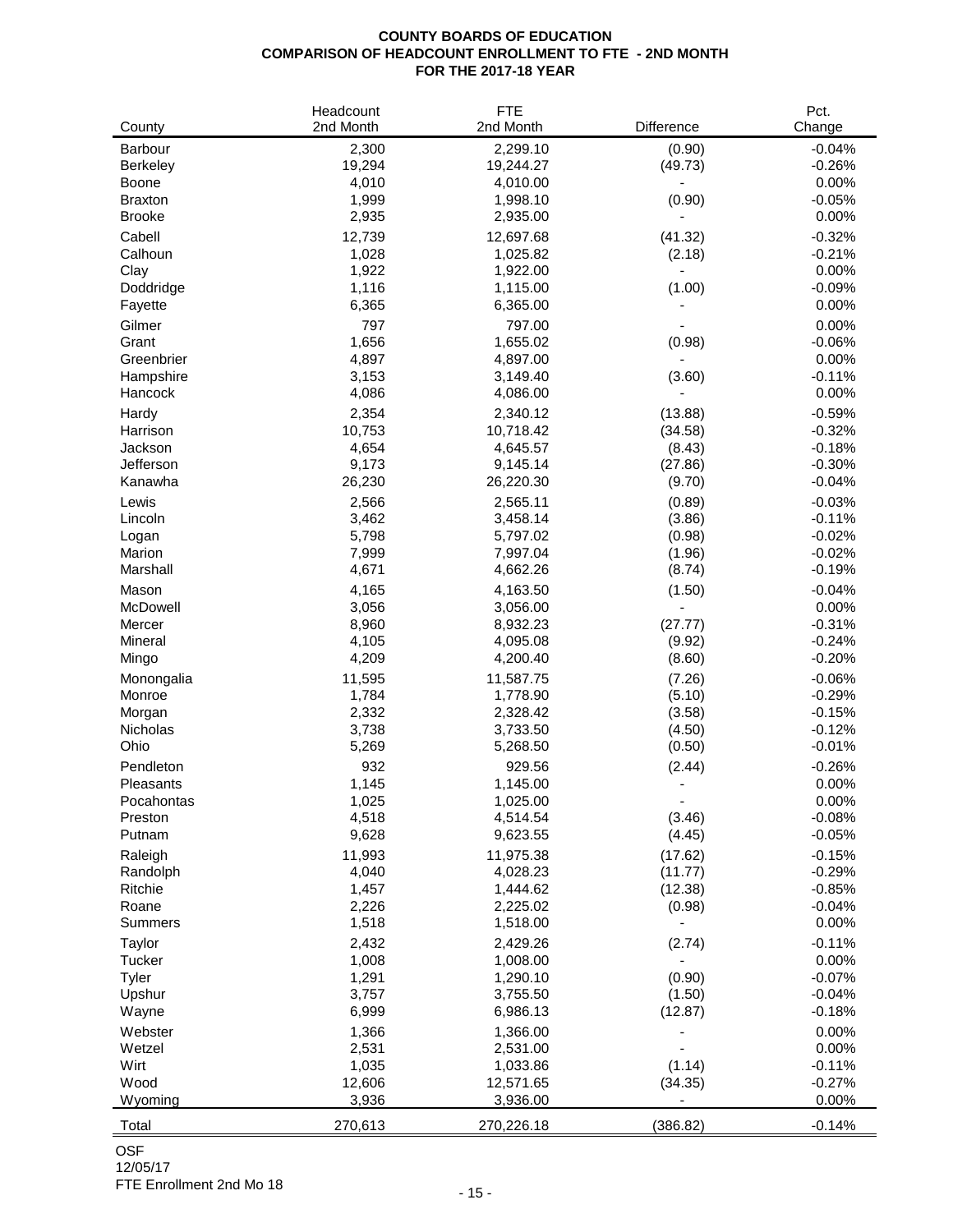**COUNTY BOARDS OF EDUCATION**
**COMPARISON OF HEADCOUNT ENROLLMENT TO FTE - 2ND MONTH**
**FOR THE 2017-18 YEAR**

| County | Headcount 2nd Month | FTE 2nd Month | Difference | Pct. Change |
|---|---|---|---|---|
| Barbour | 2,300 | 2,299.10 | (0.90) | -0.04% |
| Berkeley | 19,294 | 19,244.27 | (49.73) | -0.26% |
| Boone | 4,010 | 4,010.00 | - | 0.00% |
| Braxton | 1,999 | 1,998.10 | (0.90) | -0.05% |
| Brooke | 2,935 | 2,935.00 | - | 0.00% |
| Cabell | 12,739 | 12,697.68 | (41.32) | -0.32% |
| Calhoun | 1,028 | 1,025.82 | (2.18) | -0.21% |
| Clay | 1,922 | 1,922.00 | - | 0.00% |
| Doddridge | 1,116 | 1,115.00 | (1.00) | -0.09% |
| Fayette | 6,365 | 6,365.00 | - | 0.00% |
| Gilmer | 797 | 797.00 | - | 0.00% |
| Grant | 1,656 | 1,655.02 | (0.98) | -0.06% |
| Greenbrier | 4,897 | 4,897.00 | - | 0.00% |
| Hampshire | 3,153 | 3,149.40 | (3.60) | -0.11% |
| Hancock | 4,086 | 4,086.00 | - | 0.00% |
| Hardy | 2,354 | 2,340.12 | (13.88) | -0.59% |
| Harrison | 10,753 | 10,718.42 | (34.58) | -0.32% |
| Jackson | 4,654 | 4,645.57 | (8.43) | -0.18% |
| Jefferson | 9,173 | 9,145.14 | (27.86) | -0.30% |
| Kanawha | 26,230 | 26,220.30 | (9.70) | -0.04% |
| Lewis | 2,566 | 2,565.11 | (0.89) | -0.03% |
| Lincoln | 3,462 | 3,458.14 | (3.86) | -0.11% |
| Logan | 5,798 | 5,797.02 | (0.98) | -0.02% |
| Marion | 7,999 | 7,997.04 | (1.96) | -0.02% |
| Marshall | 4,671 | 4,662.26 | (8.74) | -0.19% |
| Mason | 4,165 | 4,163.50 | (1.50) | -0.04% |
| McDowell | 3,056 | 3,056.00 | - | 0.00% |
| Mercer | 8,960 | 8,932.23 | (27.77) | -0.31% |
| Mineral | 4,105 | 4,095.08 | (9.92) | -0.24% |
| Mingo | 4,209 | 4,200.40 | (8.60) | -0.20% |
| Monongalia | 11,595 | 11,587.75 | (7.26) | -0.06% |
| Monroe | 1,784 | 1,778.90 | (5.10) | -0.29% |
| Morgan | 2,332 | 2,328.42 | (3.58) | -0.15% |
| Nicholas | 3,738 | 3,733.50 | (4.50) | -0.12% |
| Ohio | 5,269 | 5,268.50 | (0.50) | -0.01% |
| Pendleton | 932 | 929.56 | (2.44) | -0.26% |
| Pleasants | 1,145 | 1,145.00 | - | 0.00% |
| Pocahontas | 1,025 | 1,025.00 | - | 0.00% |
| Preston | 4,518 | 4,514.54 | (3.46) | -0.08% |
| Putnam | 9,628 | 9,623.55 | (4.45) | -0.05% |
| Raleigh | 11,993 | 11,975.38 | (17.62) | -0.15% |
| Randolph | 4,040 | 4,028.23 | (11.77) | -0.29% |
| Ritchie | 1,457 | 1,444.62 | (12.38) | -0.85% |
| Roane | 2,226 | 2,225.02 | (0.98) | -0.04% |
| Summers | 1,518 | 1,518.00 | - | 0.00% |
| Taylor | 2,432 | 2,429.26 | (2.74) | -0.11% |
| Tucker | 1,008 | 1,008.00 | - | 0.00% |
| Tyler | 1,291 | 1,290.10 | (0.90) | -0.07% |
| Upshur | 3,757 | 3,755.50 | (1.50) | -0.04% |
| Wayne | 6,999 | 6,986.13 | (12.87) | -0.18% |
| Webster | 1,366 | 1,366.00 | - | 0.00% |
| Wetzel | 2,531 | 2,531.00 | - | 0.00% |
| Wirt | 1,035 | 1,033.86 | (1.14) | -0.11% |
| Wood | 12,606 | 12,571.65 | (34.35) | -0.27% |
| Wyoming | 3,936 | 3,936.00 | - | 0.00% |
| Total | 270,613 | 270,226.18 | (386.82) | -0.14% |

OSF
12/05/17
FTE Enrollment 2nd Mo 18